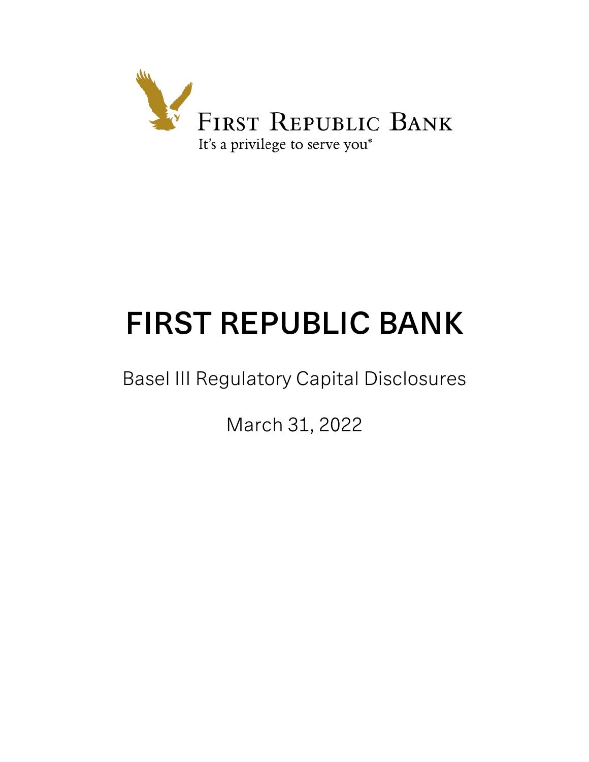FIRST REPUBLIC BANK

It's a privilege to serve you®

# FIRST REPUBLIC BANK

Basel III Regulatory Capital Disclosures

March 31, 2022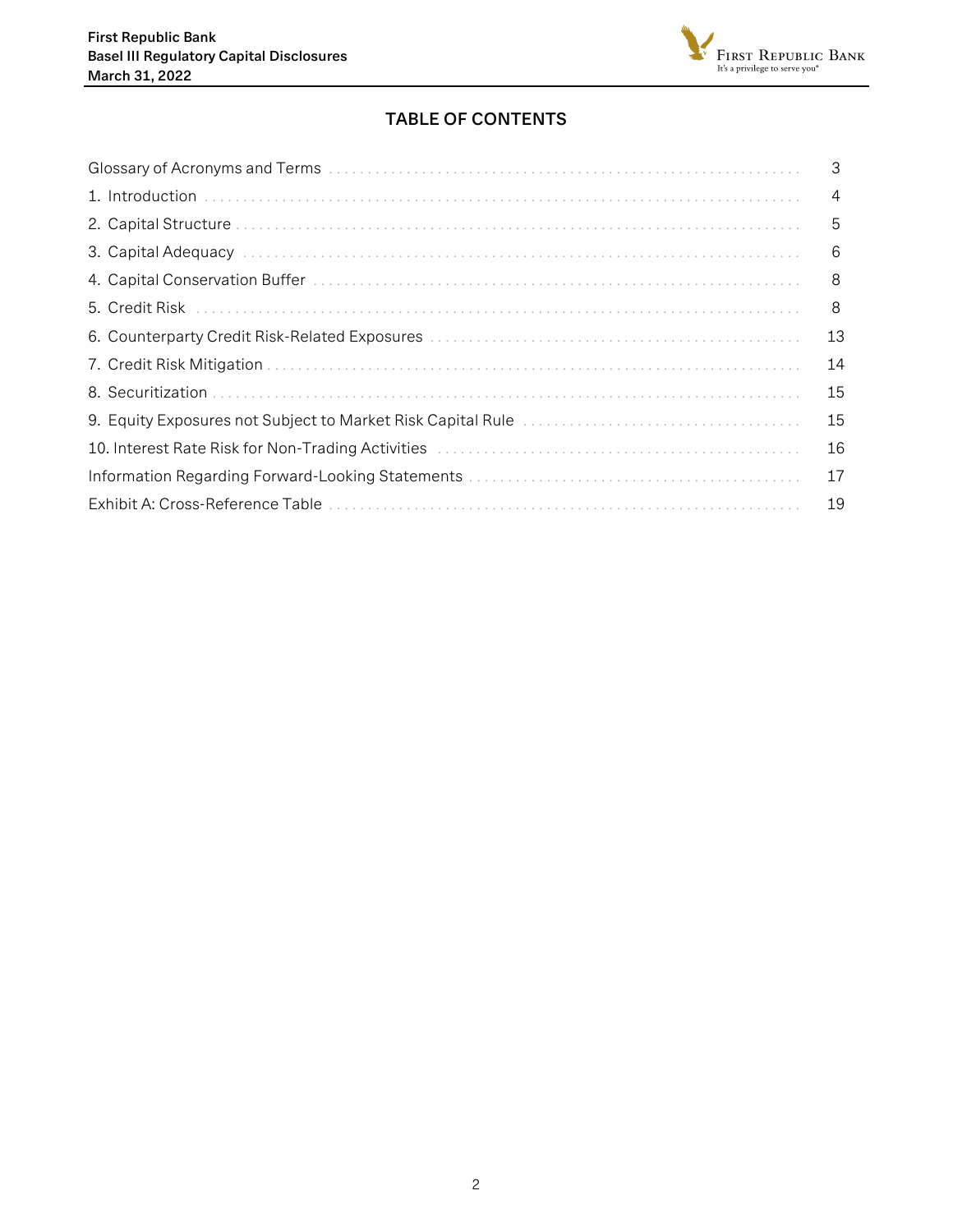## TABLE OF CONTENTS

| | |
|---|---|
| Glossary of Acronyms and Terms | 3 |
| 1. Introduction | 4 |
| 2. Capital Structure | 5 |
| 3. Capital Adequacy | 6 |
| 4. Capital Conservation Buffer | 8 |
| 5. Credit Risk | 8 |
| 6. Counterparty Credit Risk-Related Exposures | 13 |
| 7. Credit Risk Mitigation | 14 |
| 8. Securitization | 15 |
| 9. Equity Exposures not Subject to Market Risk Capital Rule | 15 |
| 10. Interest Rate Risk for Non-Trading Activities | 16 |
| Information Regarding Forward-Looking Statements | 17 |
| Exhibit A: Cross-Reference Table | 19 |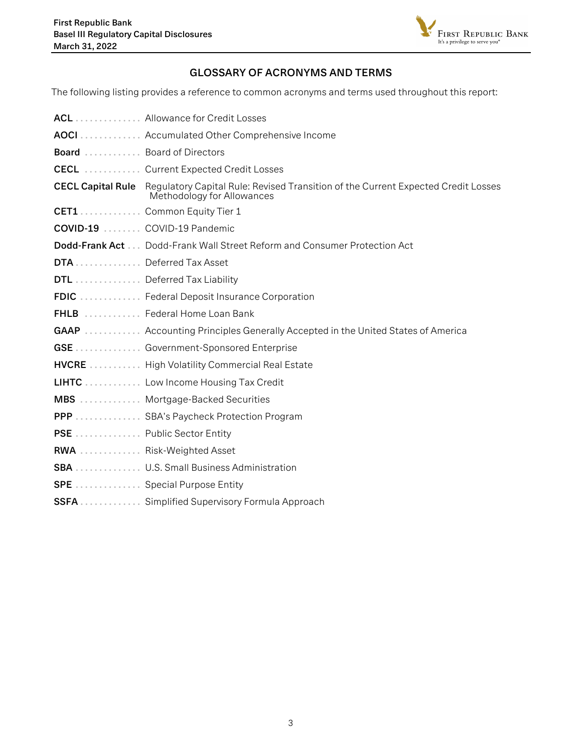## GLOSSARY OF ACRONYMS AND TERMS

The following listing provides a reference to common acronyms and terms used throughout this report:

| | |
|---|---|
| **ACL** | Allowance for Credit Losses |
| **AOCI** | Accumulated Other Comprehensive Income |
| **Board** | Board of Directors |
| **CECL** | Current Expected Credit Losses |
| **CECL Capital Rule** | Regulatory Capital Rule: Revised Transition of the Current Expected Credit Losses Methodology for Allowances |
| **CET1** | Common Equity Tier 1 |
| **COVID-19** | COVID-19 Pandemic |
| **Dodd-Frank Act** | Dodd-Frank Wall Street Reform and Consumer Protection Act |
| **DTA** | Deferred Tax Asset |
| **DTL** | Deferred Tax Liability |
| **FDIC** | Federal Deposit Insurance Corporation |
| **FHLB** | Federal Home Loan Bank |
| **GAAP** | Accounting Principles Generally Accepted in the United States of America |
| **GSE** | Government-Sponsored Enterprise |
| **HVCRE** | High Volatility Commercial Real Estate |
| **LIHTC** | Low Income Housing Tax Credit |
| **MBS** | Mortgage-Backed Securities |
| **PPP** | SBA's Paycheck Protection Program |
| **PSE** | Public Sector Entity |
| **RWA** | Risk-Weighted Asset |
| **SBA** | U.S. Small Business Administration |
| **SPE** | Special Purpose Entity |
| **SSFA** | Simplified Supervisory Formula Approach |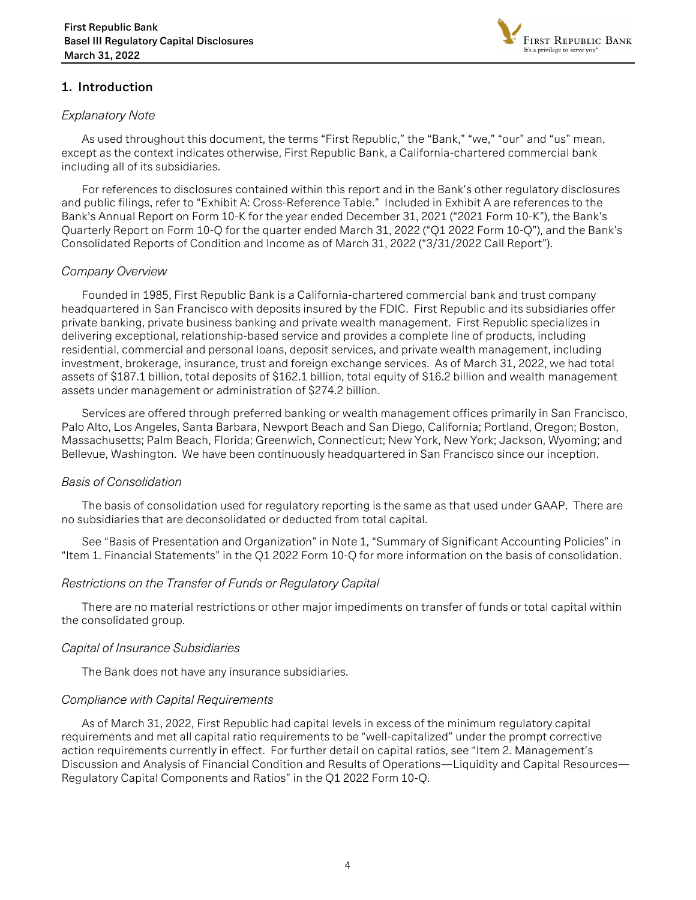## 1. Introduction

### *Explanatory Note*

As used throughout this document, the terms “First Republic,” the “Bank,” “we,” “our” and “us” mean, except as the context indicates otherwise, First Republic Bank, a California-chartered commercial bank including all of its subsidiaries.

For references to disclosures contained within this report and in the Bank’s other regulatory disclosures and public filings, refer to “Exhibit A: Cross-Reference Table.” Included in Exhibit A are references to the Bank’s Annual Report on Form 10-K for the year ended December 31, 2021 (“2021 Form 10-K”), the Bank’s Quarterly Report on Form 10-Q for the quarter ended March 31, 2022 (“Q1 2022 Form 10-Q”), and the Bank’s Consolidated Reports of Condition and Income as of March 31, 2022 (“3/31/2022 Call Report”).

### *Company Overview*

Founded in 1985, First Republic Bank is a California-chartered commercial bank and trust company headquartered in San Francisco with deposits insured by the FDIC. First Republic and its subsidiaries offer private banking, private business banking and private wealth management. First Republic specializes in delivering exceptional, relationship-based service and provides a complete line of products, including residential, commercial and personal loans, deposit services, and private wealth management, including investment, brokerage, insurance, trust and foreign exchange services. As of March 31, 2022, we had total assets of $187.1 billion, total deposits of $162.1 billion, total equity of $16.2 billion and wealth management assets under management or administration of $274.2 billion.

Services are offered through preferred banking or wealth management offices primarily in San Francisco, Palo Alto, Los Angeles, Santa Barbara, Newport Beach and San Diego, California; Portland, Oregon; Boston, Massachusetts; Palm Beach, Florida; Greenwich, Connecticut; New York, New York; Jackson, Wyoming; and Bellevue, Washington. We have been continuously headquartered in San Francisco since our inception.

### *Basis of Consolidation*

The basis of consolidation used for regulatory reporting is the same as that used under GAAP. There are no subsidiaries that are deconsolidated or deducted from total capital.

See “Basis of Presentation and Organization” in Note 1, “Summary of Significant Accounting Policies” in “Item 1. Financial Statements” in the Q1 2022 Form 10-Q for more information on the basis of consolidation.

### *Restrictions on the Transfer of Funds or Regulatory Capital*

There are no material restrictions or other major impediments on transfer of funds or total capital within the consolidated group.

### *Capital of Insurance Subsidiaries*

The Bank does not have any insurance subsidiaries.

### *Compliance with Capital Requirements*

As of March 31, 2022, First Republic had capital levels in excess of the minimum regulatory capital requirements and met all capital ratio requirements to be “well-capitalized” under the prompt corrective action requirements currently in effect. For further detail on capital ratios, see “Item 2. Management’s Discussion and Analysis of Financial Condition and Results of Operations—Liquidity and Capital Resources—Regulatory Capital Components and Ratios” in the Q1 2022 Form 10-Q.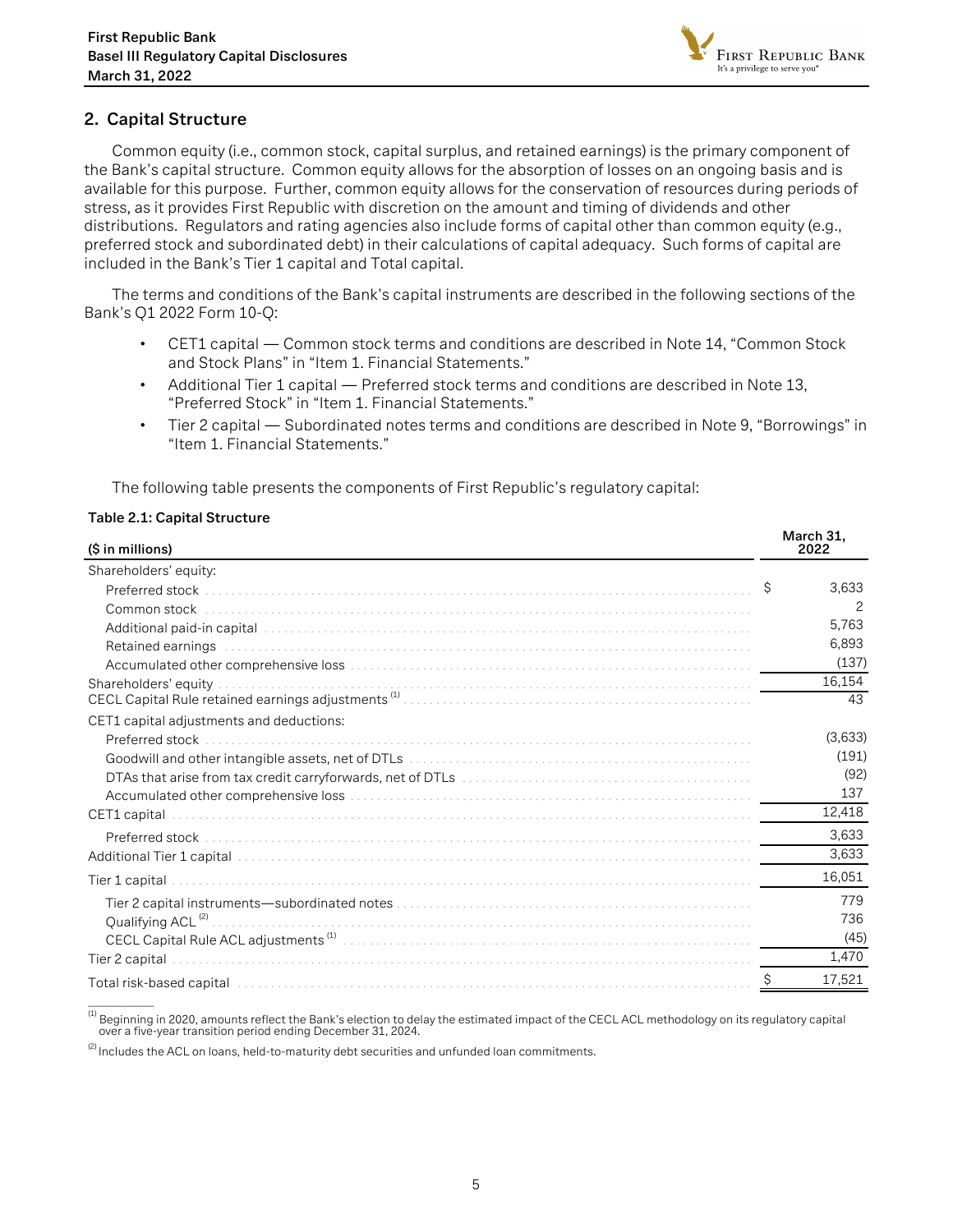## 2. Capital Structure

Common equity (i.e., common stock, capital surplus, and retained earnings) is the primary component of the Bank's capital structure. Common equity allows for the absorption of losses on an ongoing basis and is available for this purpose. Further, common equity allows for the conservation of resources during periods of stress, as it provides First Republic with discretion on the amount and timing of dividends and other distributions. Regulators and rating agencies also include forms of capital other than common equity (e.g., preferred stock and subordinated debt) in their calculations of capital adequacy. Such forms of capital are included in the Bank's Tier 1 capital and Total capital.

The terms and conditions of the Bank's capital instruments are described in the following sections of the Bank's Q1 2022 Form 10-Q:

- CET1 capital — Common stock terms and conditions are described in Note 14, "Common Stock and Stock Plans" in "Item 1. Financial Statements."
- Additional Tier 1 capital — Preferred stock terms and conditions are described in Note 13, "Preferred Stock" in "Item 1. Financial Statements."
- Tier 2 capital — Subordinated notes terms and conditions are described in Note 9, "Borrowings" in "Item 1. Financial Statements."

The following table presents the components of First Republic's regulatory capital:

**Table 2.1: Capital Structure**

| ($ in millions) | March 31, 2022 |
|---|---|
| Shareholders' equity: | |
| Preferred stock | $ 3,633 |
| Common stock | 2 |
| Additional paid-in capital | 5,763 |
| Retained earnings | 6,893 |
| Accumulated other comprehensive loss | (137) |
| Shareholders' equity | 16,154 |
| CECL Capital Rule retained earnings adjustments [1] | 43 |
| CET1 capital adjustments and deductions: | |
| Preferred stock | (3,633) |
| Goodwill and other intangible assets, net of DTLs | (191) |
| DTAs that arise from tax credit carryforwards, net of DTLs | (92) |
| Accumulated other comprehensive loss | 137 |
| CET1 capital | 12,418 |
| Preferred stock | 3,633 |
| Additional Tier 1 capital | 3,633 |
| Tier 1 capital | 16,051 |
| Tier 2 capital instruments—subordinated notes | 779 |
| Qualifying ACL [2] | 736 |
| CECL Capital Rule ACL adjustments [1] | (45) |
| Tier 2 capital | 1,470 |
| Total risk-based capital | $ 17,521 |

[1] Beginning in 2020, amounts reflect the Bank's election to delay the estimated impact of the CECL ACL methodology on its regulatory capital over a five-year transition period ending December 31, 2024.

[2] Includes the ACL on loans, held-to-maturity debt securities and unfunded loan commitments.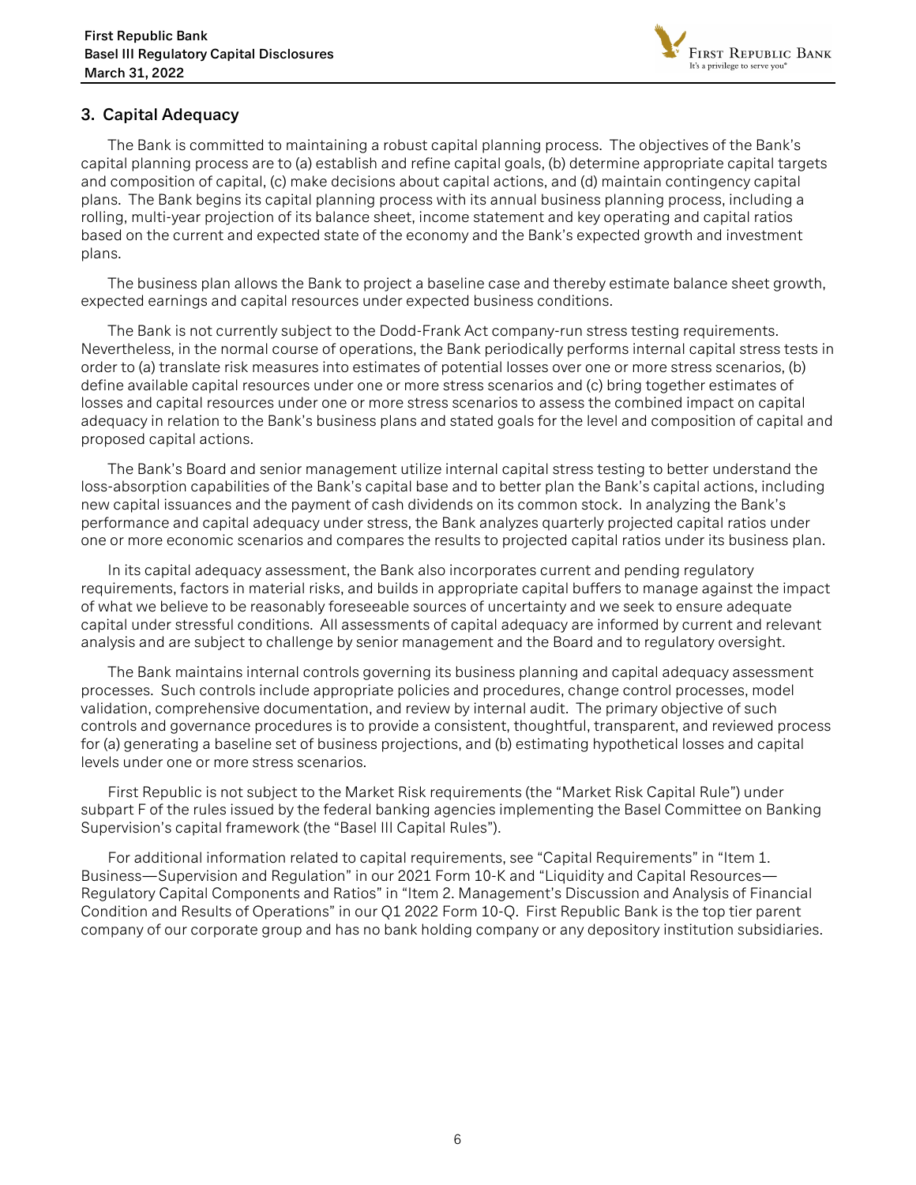## 3. Capital Adequacy

The Bank is committed to maintaining a robust capital planning process. The objectives of the Bank's capital planning process are to (a) establish and refine capital goals, (b) determine appropriate capital targets and composition of capital, (c) make decisions about capital actions, and (d) maintain contingency capital plans. The Bank begins its capital planning process with its annual business planning process, including a rolling, multi-year projection of its balance sheet, income statement and key operating and capital ratios based on the current and expected state of the economy and the Bank's expected growth and investment plans.

The business plan allows the Bank to project a baseline case and thereby estimate balance sheet growth, expected earnings and capital resources under expected business conditions.

The Bank is not currently subject to the Dodd-Frank Act company-run stress testing requirements. Nevertheless, in the normal course of operations, the Bank periodically performs internal capital stress tests in order to (a) translate risk measures into estimates of potential losses over one or more stress scenarios, (b) define available capital resources under one or more stress scenarios and (c) bring together estimates of losses and capital resources under one or more stress scenarios to assess the combined impact on capital adequacy in relation to the Bank's business plans and stated goals for the level and composition of capital and proposed capital actions.

The Bank's Board and senior management utilize internal capital stress testing to better understand the loss-absorption capabilities of the Bank's capital base and to better plan the Bank's capital actions, including new capital issuances and the payment of cash dividends on its common stock. In analyzing the Bank's performance and capital adequacy under stress, the Bank analyzes quarterly projected capital ratios under one or more economic scenarios and compares the results to projected capital ratios under its business plan.

In its capital adequacy assessment, the Bank also incorporates current and pending regulatory requirements, factors in material risks, and builds in appropriate capital buffers to manage against the impact of what we believe to be reasonably foreseeable sources of uncertainty and we seek to ensure adequate capital under stressful conditions. All assessments of capital adequacy are informed by current and relevant analysis and are subject to challenge by senior management and the Board and to regulatory oversight.

The Bank maintains internal controls governing its business planning and capital adequacy assessment processes. Such controls include appropriate policies and procedures, change control processes, model validation, comprehensive documentation, and review by internal audit. The primary objective of such controls and governance procedures is to provide a consistent, thoughtful, transparent, and reviewed process for (a) generating a baseline set of business projections, and (b) estimating hypothetical losses and capital levels under one or more stress scenarios.

First Republic is not subject to the Market Risk requirements (the "Market Risk Capital Rule") under subpart F of the rules issued by the federal banking agencies implementing the Basel Committee on Banking Supervision's capital framework (the "Basel III Capital Rules").

For additional information related to capital requirements, see "Capital Requirements" in "Item 1. Business—Supervision and Regulation" in our 2021 Form 10-K and "Liquidity and Capital Resources—Regulatory Capital Components and Ratios" in "Item 2. Management's Discussion and Analysis of Financial Condition and Results of Operations" in our Q1 2022 Form 10-Q. First Republic Bank is the top tier parent company of our corporate group and has no bank holding company or any depository institution subsidiaries.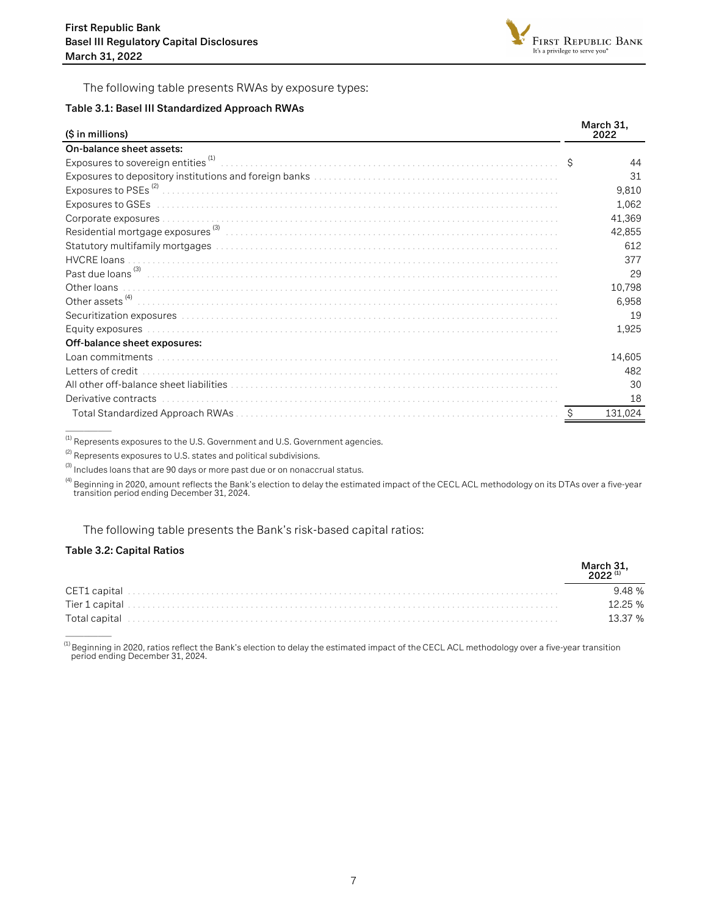The following table presents RWAs by exposure types:

**Table 3.1: Basel III Standardized Approach RWAs**

| ($ in millions) | March 31, 2022 |
|---|---|
| **On-balance sheet assets:** | |
| Exposures to sovereign entities [1] | $ 44 |
| Exposures to depository institutions and foreign banks | 31 |
| Exposures to PSEs [2] | 9,810 |
| Exposures to GSEs | 1,062 |
| Corporate exposures | 41,369 |
| Residential mortgage exposures [3] | 42,855 |
| Statutory multifamily mortgages | 612 |
| HVCRE loans | 377 |
| Past due loans [3] | 29 |
| Other loans | 10,798 |
| Other assets [4] | 6,958 |
| Securitization exposures | 19 |
| Equity exposures | 1,925 |
| **Off-balance sheet exposures:** | |
| Loan commitments | 14,605 |
| Letters of credit | 482 |
| All other off-balance sheet liabilities | 30 |
| Derivative contracts | 18 |
| Total Standardized Approach RWAs | $ 131,024 |

[1] Represents exposures to the U.S. Government and U.S. Government agencies.

[2] Represents exposures to U.S. states and political subdivisions.

[3] Includes loans that are 90 days or more past due or on nonaccrual status.

[4] Beginning in 2020, amount reflects the Bank's election to delay the estimated impact of the CECL ACL methodology on its DTAs over a five-year transition period ending December 31, 2024.

The following table presents the Bank's risk-based capital ratios:

**Table 3.2: Capital Ratios**

| | March 31, 2022 [1] |
|---|---|
| CET1 capital | 9.48 % |
| Tier 1 capital | 12.25 % |
| Total capital | 13.37 % |

[1] Beginning in 2020, ratios reflect the Bank's election to delay the estimated impact of the CECL ACL methodology over a five-year transition period ending December 31, 2024.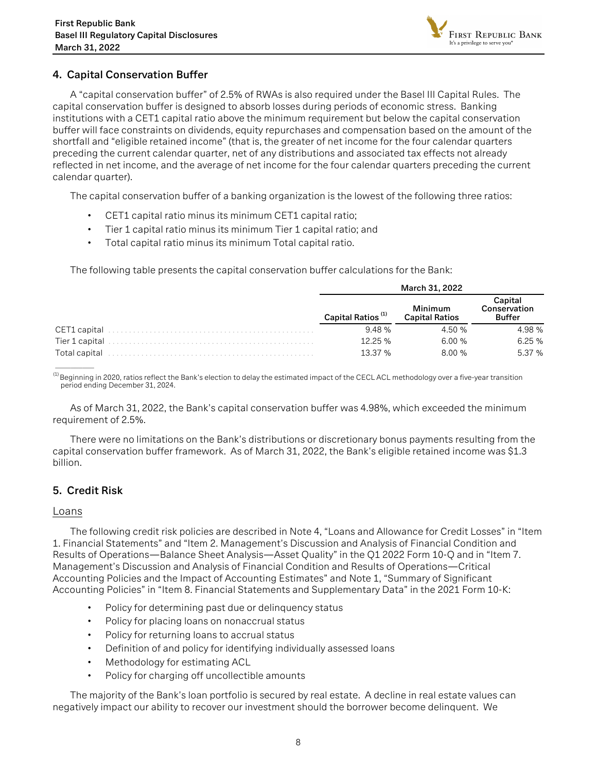## 4. Capital Conservation Buffer

A "capital conservation buffer" of 2.5% of RWAs is also required under the Basel III Capital Rules. The capital conservation buffer is designed to absorb losses during periods of economic stress. Banking institutions with a CET1 capital ratio above the minimum requirement but below the capital conservation buffer will face constraints on dividends, equity repurchases and compensation based on the amount of the shortfall and "eligible retained income" (that is, the greater of net income for the four calendar quarters preceding the current calendar quarter, net of any distributions and associated tax effects not already reflected in net income, and the average of net income for the four calendar quarters preceding the current calendar quarter).

The capital conservation buffer of a banking organization is the lowest of the following three ratios:

- CET1 capital ratio minus its minimum CET1 capital ratio;
- Tier 1 capital ratio minus its minimum Tier 1 capital ratio; and
- Total capital ratio minus its minimum Total capital ratio.

The following table presents the capital conservation buffer calculations for the Bank:

| | March 31, 2022 | | |
|---|---|---|---|
| | Capital Ratios [(1)] | Minimum Capital Ratios | Capital Conservation Buffer |
| CET1 capital | 9.48 % | 4.50 % | 4.98 % |
| Tier 1 capital | 12.25 % | 6.00 % | 6.25 % |
| Total capital | 13.37 % | 8.00 % | 5.37 % |

(1) Beginning in 2020, ratios reflect the Bank's election to delay the estimated impact of the CECL ACL methodology over a five-year transition period ending December 31, 2024.

As of March 31, 2022, the Bank's capital conservation buffer was 4.98%, which exceeded the minimum requirement of 2.5%.

There were no limitations on the Bank's distributions or discretionary bonus payments resulting from the capital conservation buffer framework. As of March 31, 2022, the Bank's eligible retained income was $1.3 billion.

## 5. Credit Risk

### Loans

The following credit risk policies are described in Note 4, "Loans and Allowance for Credit Losses" in "Item 1. Financial Statements" and "Item 2. Management's Discussion and Analysis of Financial Condition and Results of Operations—Balance Sheet Analysis—Asset Quality" in the Q1 2022 Form 10-Q and in "Item 7. Management's Discussion and Analysis of Financial Condition and Results of Operations—Critical Accounting Policies and the Impact of Accounting Estimates" and Note 1, "Summary of Significant Accounting Policies" in "Item 8. Financial Statements and Supplementary Data" in the 2021 Form 10-K:

- Policy for determining past due or delinquency status
- Policy for placing loans on nonaccrual status
- Policy for returning loans to accrual status
- Definition of and policy for identifying individually assessed loans
- Methodology for estimating ACL
- Policy for charging off uncollectible amounts

The majority of the Bank's loan portfolio is secured by real estate. A decline in real estate values can negatively impact our ability to recover our investment should the borrower become delinquent. We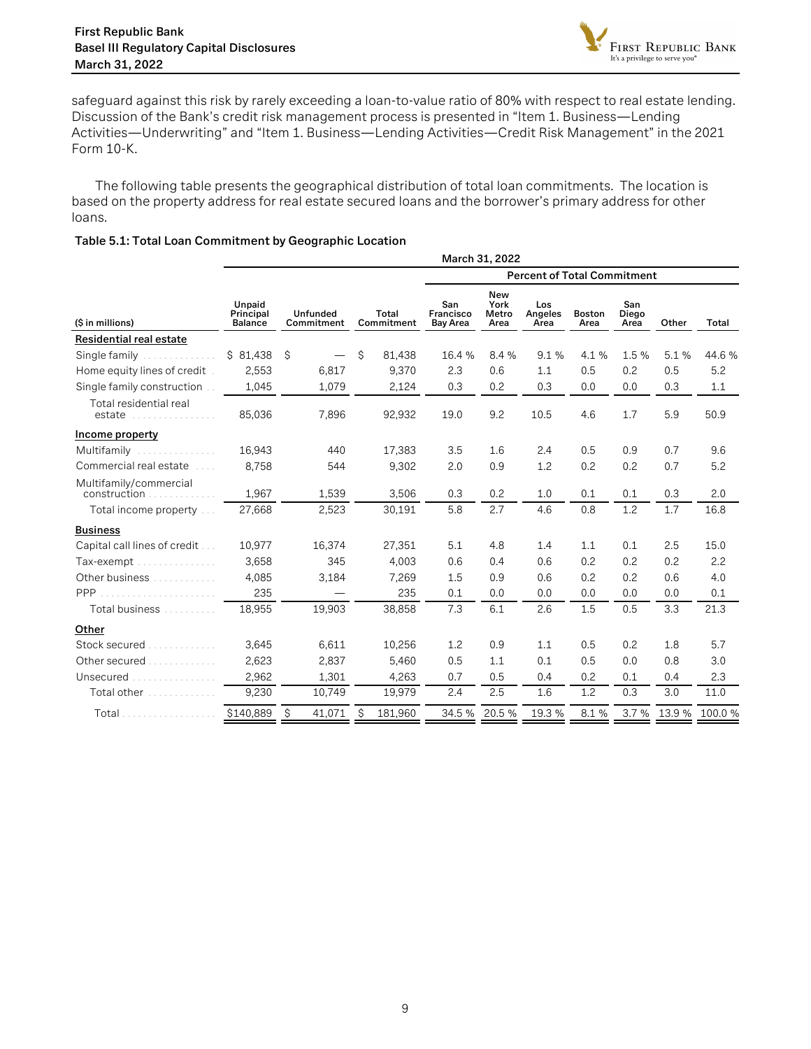safeguard against this risk by rarely exceeding a loan-to-value ratio of 80% with respect to real estate lending. Discussion of the Bank's credit risk management process is presented in "Item 1. Business—Lending Activities—Underwriting" and "Item 1. Business—Lending Activities—Credit Risk Management" in the 2021 Form 10-K.

The following table presents the geographical distribution of total loan commitments. The location is based on the property address for real estate secured loans and the borrower's primary address for other loans.

**Table 5.1: Total Loan Commitment by Geographic Location**

| | March 31, 2022 | | | | | | | | | |
|---|---|---|---|---|---|---|---|---|---|---|
| | | | | Percent of Total Commitment | | | | | | |
| ($ in millions) | Unpaid Principal Balance | Unfunded Commitment | Total Commitment | San Francisco Bay Area | New York Metro Area | Los Angeles Area | Boston Area | San Diego Area | Other | Total |
| **Residential real estate** | | | | | | | | | | |
| Single family | $ 81,438 | $ — | $ 81,438 | 16.4 % | 8.4 % | 9.1 % | 4.1 % | 1.5 % | 5.1 % | 44.6 % |
| Home equity lines of credit | 2,553 | 6,817 | 9,370 | 2.3 | 0.6 | 1.1 | 0.5 | 0.2 | 0.5 | 5.2 |
| Single family construction | 1,045 | 1,079 | 2,124 | 0.3 | 0.2 | 0.3 | 0.0 | 0.0 | 0.3 | 1.1 |
| Total residential real estate | 85,036 | 7,896 | 92,932 | 19.0 | 9.2 | 10.5 | 4.6 | 1.7 | 5.9 | 50.9 |
| **Income property** | | | | | | | | | | |
| Multifamily | 16,943 | 440 | 17,383 | 3.5 | 1.6 | 2.4 | 0.5 | 0.9 | 0.7 | 9.6 |
| Commercial real estate | 8,758 | 544 | 9,302 | 2.0 | 0.9 | 1.2 | 0.2 | 0.2 | 0.7 | 5.2 |
| Multifamily/commercial construction | 1,967 | 1,539 | 3,506 | 0.3 | 0.2 | 1.0 | 0.1 | 0.1 | 0.3 | 2.0 |
| Total income property | 27,668 | 2,523 | 30,191 | 5.8 | 2.7 | 4.6 | 0.8 | 1.2 | 1.7 | 16.8 |
| **Business** | | | | | | | | | | |
| Capital call lines of credit | 10,977 | 16,374 | 27,351 | 5.1 | 4.8 | 1.4 | 1.1 | 0.1 | 2.5 | 15.0 |
| Tax-exempt | 3,658 | 345 | 4,003 | 0.6 | 0.4 | 0.6 | 0.2 | 0.2 | 0.2 | 2.2 |
| Other business | 4,085 | 3,184 | 7,269 | 1.5 | 0.9 | 0.6 | 0.2 | 0.2 | 0.6 | 4.0 |
| PPP | 235 | — | 235 | 0.1 | 0.0 | 0.0 | 0.0 | 0.0 | 0.0 | 0.1 |
| Total business | 18,955 | 19,903 | 38,858 | 7.3 | 6.1 | 2.6 | 1.5 | 0.5 | 3.3 | 21.3 |
| **Other** | | | | | | | | | | |
| Stock secured | 3,645 | 6,611 | 10,256 | 1.2 | 0.9 | 1.1 | 0.5 | 0.2 | 1.8 | 5.7 |
| Other secured | 2,623 | 2,837 | 5,460 | 0.5 | 1.1 | 0.1 | 0.5 | 0.0 | 0.8 | 3.0 |
| Unsecured | 2,962 | 1,301 | 4,263 | 0.7 | 0.5 | 0.4 | 0.2 | 0.1 | 0.4 | 2.3 |
| Total other | 9,230 | 10,749 | 19,979 | 2.4 | 2.5 | 1.6 | 1.2 | 0.3 | 3.0 | 11.0 |
| Total | $140,889 | $ 41,071 | $ 181,960 | 34.5 % | 20.5 % | 19.3 % | 8.1 % | 3.7 % | 13.9 % | 100.0 % |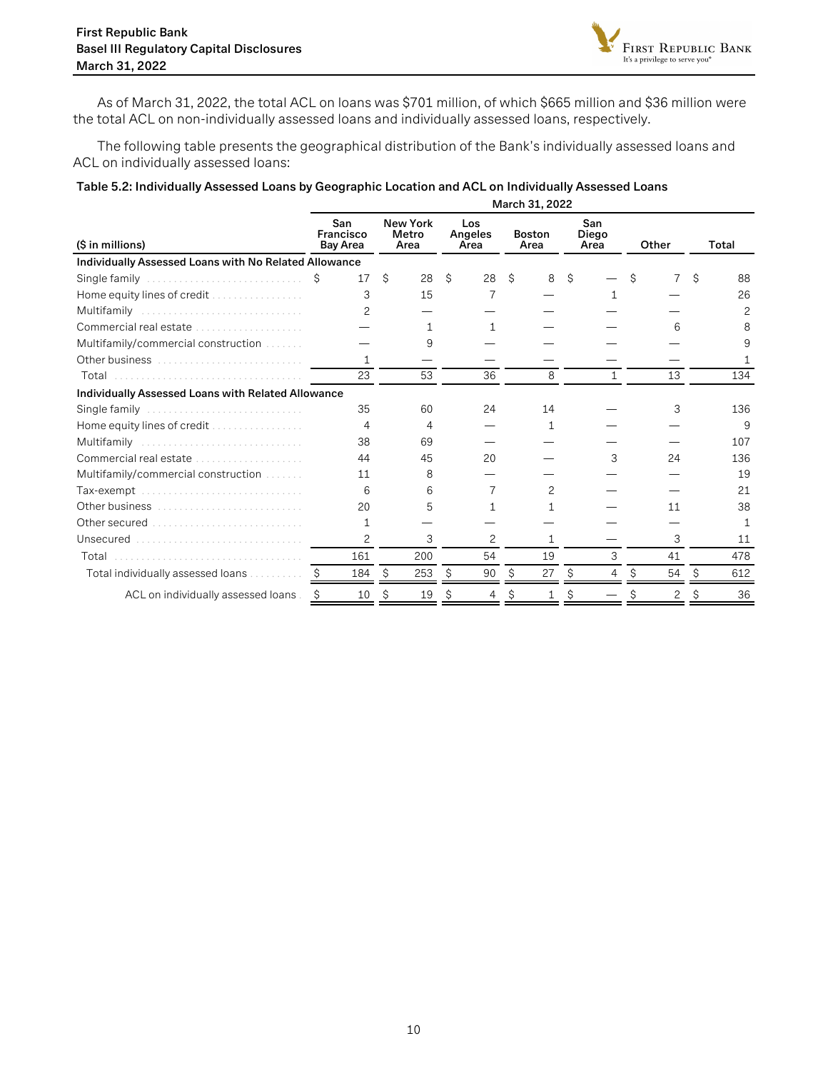As of March 31, 2022, the total ACL on loans was $701 million, of which $665 million and $36 million were the total ACL on non-individually assessed loans and individually assessed loans, respectively.

The following table presents the geographical distribution of the Bank's individually assessed loans and ACL on individually assessed loans:

**Table 5.2: Individually Assessed Loans by Geographic Location and ACL on Individually Assessed Loans**

| | March 31, 2022 | | | | | | |
|---|---|---|---|---|---|---|---|
| ($ in millions) | San Francisco Bay Area | New York Metro Area | Los Angeles Area | Boston Area | San Diego Area | Other | Total |
| **Individually Assessed Loans with No Related Allowance** | | | | | | | |
| Single family | $ 17 | $ 28 | $ 28 | $ 8 | $ — | $ 7 | $ 88 |
| Home equity lines of credit | 3 | 15 | 7 | — | 1 | — | 26 |
| Multifamily | 2 | — | — | — | — | — | 2 |
| Commercial real estate | — | 1 | 1 | — | — | 6 | 8 |
| Multifamily/commercial construction | — | 9 | — | — | — | — | 9 |
| Other business | 1 | — | — | — | — | — | 1 |
| Total | 23 | 53 | 36 | 8 | 1 | 13 | 134 |
| **Individually Assessed Loans with Related Allowance** | | | | | | | |
| Single family | 35 | 60 | 24 | 14 | — | 3 | 136 |
| Home equity lines of credit | 4 | 4 | — | 1 | — | — | 9 |
| Multifamily | 38 | 69 | — | — | — | — | 107 |
| Commercial real estate | 44 | 45 | 20 | — | 3 | 24 | 136 |
| Multifamily/commercial construction | 11 | 8 | — | — | — | — | 19 |
| Tax-exempt | 6 | 6 | 7 | 2 | — | — | 21 |
| Other business | 20 | 5 | 1 | 1 | — | 11 | 38 |
| Other secured | 1 | — | — | — | — | — | 1 |
| Unsecured | 2 | 3 | 2 | 1 | — | 3 | 11 |
| Total | 161 | 200 | 54 | 19 | 3 | 41 | 478 |
| Total individually assessed loans | $ 184 | $ 253 | $ 90 | $ 27 | $ 4 | $ 54 | $ 612 |
| ACL on individually assessed loans | $ 10 | $ 19 | $ 4 | $ 1 | $ — | $ 2 | $ 36 |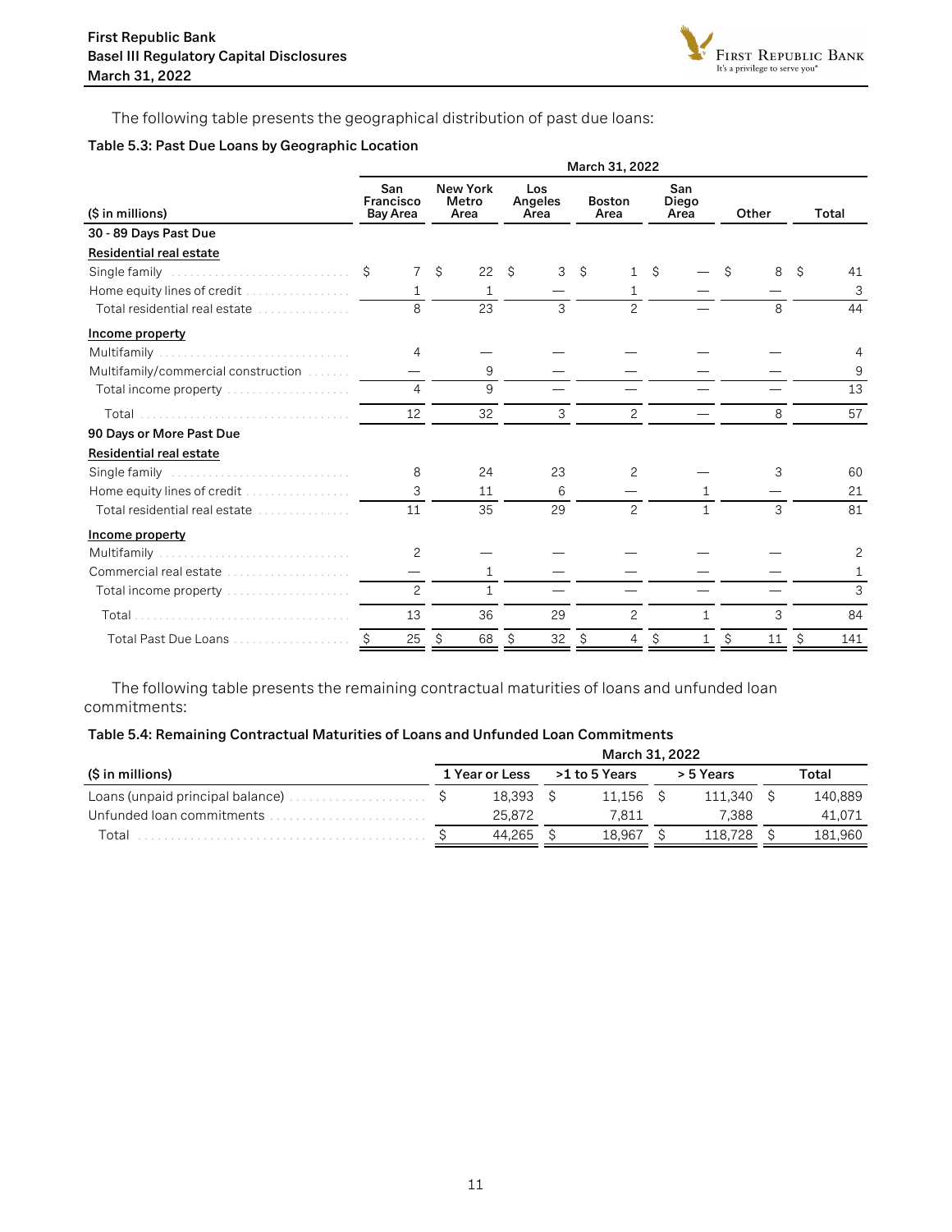The following table presents the geographical distribution of past due loans:

**Table 5.3: Past Due Loans by Geographic Location**

| ($ in millions) | San Francisco Bay Area | New York Metro Area | Los Angeles Area | Boston Area | San Diego Area | Other | Total |
|---|---|---|---|---|---|---|---|
| | March 31, 2022 | | | | | | |
| **30 - 89 Days Past Due** | | | | | | | |
| **Residential real estate** | | | | | | | |
| Single family | $ 7 | $ 22 | $ 3 | $ 1 | $ — | $ 8 | $ 41 |
| Home equity lines of credit | 1 | 1 | — | 1 | — | — | 3 |
| Total residential real estate | 8 | 23 | 3 | 2 | — | 8 | 44 |
| **Income property** | | | | | | | |
| Multifamily | 4 | — | — | — | — | — | 4 |
| Multifamily/commercial construction | — | 9 | — | — | — | — | 9 |
| Total income property | 4 | 9 | — | — | — | — | 13 |
| Total | 12 | 32 | 3 | 2 | — | 8 | 57 |
| **90 Days or More Past Due** | | | | | | | |
| **Residential real estate** | | | | | | | |
| Single family | 8 | 24 | 23 | 2 | — | 3 | 60 |
| Home equity lines of credit | 3 | 11 | 6 | — | 1 | — | 21 |
| Total residential real estate | 11 | 35 | 29 | 2 | 1 | 3 | 81 |
| **Income property** | | | | | | | |
| Multifamily | 2 | — | — | — | — | — | 2 |
| Commercial real estate | — | 1 | — | — | — | — | 1 |
| Total income property | 2 | 1 | — | — | — | — | 3 |
| Total | 13 | 36 | 29 | 2 | 1 | 3 | 84 |
| Total Past Due Loans | $ 25 | $ 68 | $ 32 | $ 4 | $ 1 | $ 11 | $ 141 |

The following table presents the remaining contractual maturities of loans and unfunded loan commitments:

**Table 5.4: Remaining Contractual Maturities of Loans and Unfunded Loan Commitments**

| ($ in millions) | 1 Year or Less | >1 to 5 Years | > 5 Years | Total |
|---|---|---|---|---|
| | March 31, 2022 | | | |
| Loans (unpaid principal balance) | $ 18,393 | $ 11,156 | $ 111,340 | $ 140,889 |
| Unfunded loan commitments | 25,872 | 7,811 | 7,388 | 41,071 |
| Total | $ 44,265 | $ 18,967 | $ 118,728 | $ 181,960 |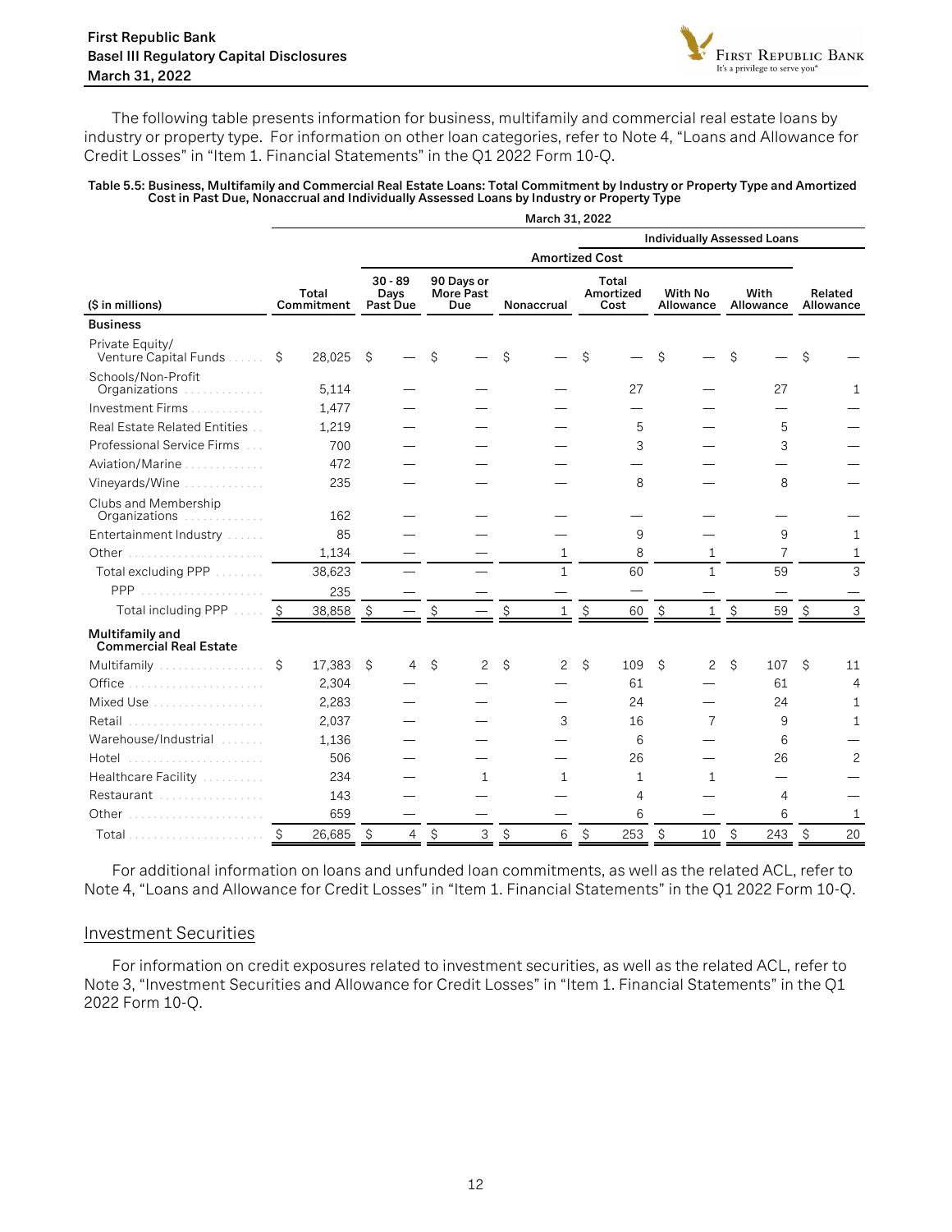The following table presents information for business, multifamily and commercial real estate loans by industry or property type. For information on other loan categories, refer to Note 4, "Loans and Allowance for Credit Losses" in "Item 1. Financial Statements" in the Q1 2022 Form 10-Q.

**Table 5.5: Business, Multifamily and Commercial Real Estate Loans: Total Commitment by Industry or Property Type and Amortized Cost in Past Due, Nonaccrual and Individually Assessed Loans by Industry or Property Type**

| | March 31, 2022 | | | | | | | |
|---|---|---|---|---|---|---|---|---|
| | | Amortized Cost | | | Individually Assessed Loans | | | |
| ($ in millions) | Total Commitment | 30 - 89 Days Past Due | 90 Days or More Past Due | Nonaccrual | Total Amortized Cost | With No Allowance | With Allowance | Related Allowance |
| **Business** | | | | | | | | |
| Private Equity/ Venture Capital Funds | $ 28,025 | $ — | $ — | $ — | $ — | $ — | $ — | $ — |
| Schools/Non-Profit Organizations | 5,114 | — | — | — | 27 | — | 27 | 1 |
| Investment Firms | 1,477 | — | — | — | — | — | — | — |
| Real Estate Related Entities | 1,219 | — | — | — | 5 | — | 5 | — |
| Professional Service Firms | 700 | — | — | — | 3 | — | 3 | — |
| Aviation/Marine | 472 | — | — | — | — | — | — | — |
| Vineyards/Wine | 235 | — | — | — | 8 | — | 8 | — |
| Clubs and Membership Organizations | 162 | — | — | — | — | — | — | — |
| Entertainment Industry | 85 | — | — | — | 9 | — | 9 | 1 |
| Other | 1,134 | — | — | 1 | 8 | 1 | 7 | 1 |
| Total excluding PPP | 38,623 | — | — | 1 | 60 | 1 | 59 | 3 |
| PPP | 235 | — | — | — | — | — | — | — |
| Total including PPP | $ 38,858 | $ — | $ — | $ 1 | $ 60 | $ 1 | $ 59 | $ 3 |
| **Multifamily and Commercial Real Estate** | | | | | | | | |
| Multifamily | $ 17,383 | $ 4 | $ 2 | $ 2 | $ 109 | $ 2 | $ 107 | $ 11 |
| Office | 2,304 | — | — | — | 61 | — | 61 | 4 |
| Mixed Use | 2,283 | — | — | — | 24 | — | 24 | 1 |
| Retail | 2,037 | — | — | 3 | 16 | 7 | 9 | 1 |
| Warehouse/Industrial | 1,136 | — | — | — | 6 | — | 6 | — |
| Hotel | 506 | — | — | — | 26 | — | 26 | 2 |
| Healthcare Facility | 234 | — | 1 | 1 | 1 | 1 | — | — |
| Restaurant | 143 | — | — | — | 4 | — | 4 | — |
| Other | 659 | — | — | — | 6 | — | 6 | 1 |
| Total | $ 26,685 | $ 4 | $ 3 | $ 6 | $ 253 | $ 10 | $ 243 | $ 20 |

For additional information on loans and unfunded loan commitments, as well as the related ACL, refer to Note 4, "Loans and Allowance for Credit Losses" in "Item 1. Financial Statements" in the Q1 2022 Form 10-Q.

## Investment Securities

For information on credit exposures related to investment securities, as well as the related ACL, refer to Note 3, "Investment Securities and Allowance for Credit Losses" in "Item 1. Financial Statements" in the Q1 2022 Form 10-Q.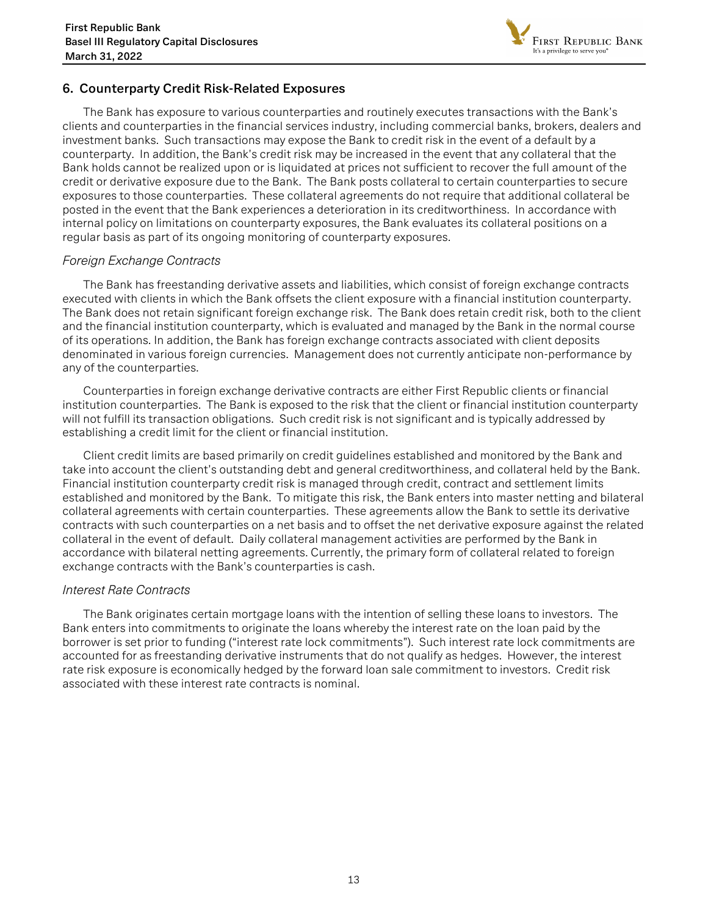## 6. Counterparty Credit Risk-Related Exposures

The Bank has exposure to various counterparties and routinely executes transactions with the Bank's clients and counterparties in the financial services industry, including commercial banks, brokers, dealers and investment banks. Such transactions may expose the Bank to credit risk in the event of a default by a counterparty. In addition, the Bank's credit risk may be increased in the event that any collateral that the Bank holds cannot be realized upon or is liquidated at prices not sufficient to recover the full amount of the credit or derivative exposure due to the Bank. The Bank posts collateral to certain counterparties to secure exposures to those counterparties. These collateral agreements do not require that additional collateral be posted in the event that the Bank experiences a deterioration in its creditworthiness. In accordance with internal policy on limitations on counterparty exposures, the Bank evaluates its collateral positions on a regular basis as part of its ongoing monitoring of counterparty exposures.

### *Foreign Exchange Contracts*

The Bank has freestanding derivative assets and liabilities, which consist of foreign exchange contracts executed with clients in which the Bank offsets the client exposure with a financial institution counterparty. The Bank does not retain significant foreign exchange risk. The Bank does retain credit risk, both to the client and the financial institution counterparty, which is evaluated and managed by the Bank in the normal course of its operations. In addition, the Bank has foreign exchange contracts associated with client deposits denominated in various foreign currencies. Management does not currently anticipate non-performance by any of the counterparties.

Counterparties in foreign exchange derivative contracts are either First Republic clients or financial institution counterparties. The Bank is exposed to the risk that the client or financial institution counterparty will not fulfill its transaction obligations. Such credit risk is not significant and is typically addressed by establishing a credit limit for the client or financial institution.

Client credit limits are based primarily on credit guidelines established and monitored by the Bank and take into account the client's outstanding debt and general creditworthiness, and collateral held by the Bank. Financial institution counterparty credit risk is managed through credit, contract and settlement limits established and monitored by the Bank. To mitigate this risk, the Bank enters into master netting and bilateral collateral agreements with certain counterparties. These agreements allow the Bank to settle its derivative contracts with such counterparties on a net basis and to offset the net derivative exposure against the related collateral in the event of default. Daily collateral management activities are performed by the Bank in accordance with bilateral netting agreements. Currently, the primary form of collateral related to foreign exchange contracts with the Bank's counterparties is cash.

### *Interest Rate Contracts*

The Bank originates certain mortgage loans with the intention of selling these loans to investors. The Bank enters into commitments to originate the loans whereby the interest rate on the loan paid by the borrower is set prior to funding ("interest rate lock commitments"). Such interest rate lock commitments are accounted for as freestanding derivative instruments that do not qualify as hedges. However, the interest rate risk exposure is economically hedged by the forward loan sale commitment to investors. Credit risk associated with these interest rate contracts is nominal.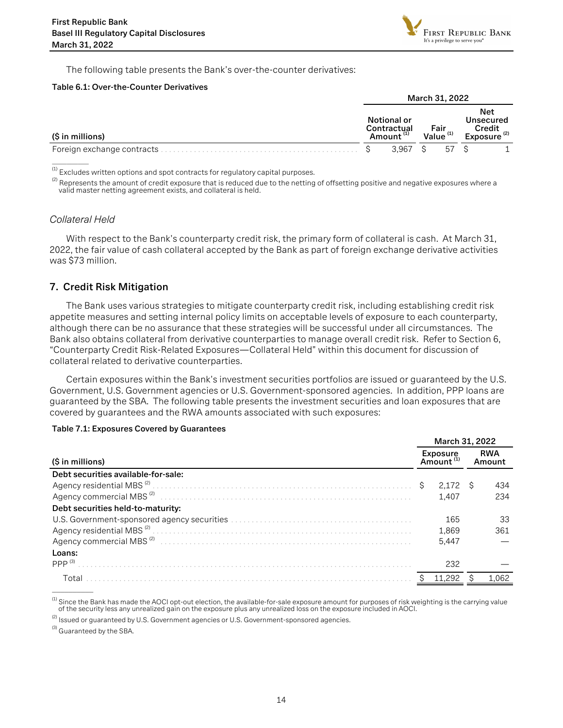The following table presents the Bank's over-the-counter derivatives:

**Table 6.1: Over-the-Counter Derivatives**

| | March 31, 2022 | | |
|---|---|---|---|
| ($ in millions) | Notional or Contractual Amount [1] | Fair Value [1] | Net Unsecured Credit Exposure [2] |
| Foreign exchange contracts | $ 3,967 | $ 57 | $ 1 |

[1] Excludes written options and spot contracts for regulatory capital purposes.

[2] Represents the amount of credit exposure that is reduced due to the netting of offsetting positive and negative exposures where a valid master netting agreement exists, and collateral is held.

*Collateral Held*

With respect to the Bank's counterparty credit risk, the primary form of collateral is cash. At March 31, 2022, the fair value of cash collateral accepted by the Bank as part of foreign exchange derivative activities was $73 million.

## 7. Credit Risk Mitigation

The Bank uses various strategies to mitigate counterparty credit risk, including establishing credit risk appetite measures and setting internal policy limits on acceptable levels of exposure to each counterparty, although there can be no assurance that these strategies will be successful under all circumstances. The Bank also obtains collateral from derivative counterparties to manage overall credit risk. Refer to Section 6, "Counterparty Credit Risk-Related Exposures—Collateral Held" within this document for discussion of collateral related to derivative counterparties.

Certain exposures within the Bank's investment securities portfolios are issued or guaranteed by the U.S. Government, U.S. Government agencies or U.S. Government-sponsored agencies. In addition, PPP loans are guaranteed by the SBA. The following table presents the investment securities and loan exposures that are covered by guarantees and the RWA amounts associated with such exposures:

**Table 7.1: Exposures Covered by Guarantees**

| | March 31, 2022 | |
|---|---|---|
| ($ in millions) | Exposure Amount [1] | RWA Amount |
| **Debt securities available-for-sale:** | | |
| Agency residential MBS [2] | $ 2,172 | $ 434 |
| Agency commercial MBS [2] | 1,407 | 234 |
| **Debt securities held-to-maturity:** | | |
| U.S. Government-sponsored agency securities | 165 | 33 |
| Agency residential MBS [2] | 1,869 | 361 |
| Agency commercial MBS [2] | 5,447 | — |
| **Loans:** | | |
| PPP [3] | 232 | — |
| Total | $ 11,292 | $ 1,062 |

[1] Since the Bank has made the AOCI opt-out election, the available-for-sale exposure amount for purposes of risk weighting is the carrying value of the security less any unrealized gain on the exposure plus any unrealized loss on the exposure included in AOCI.

[2] Issued or guaranteed by U.S. Government agencies or U.S. Government-sponsored agencies.

[3] Guaranteed by the SBA.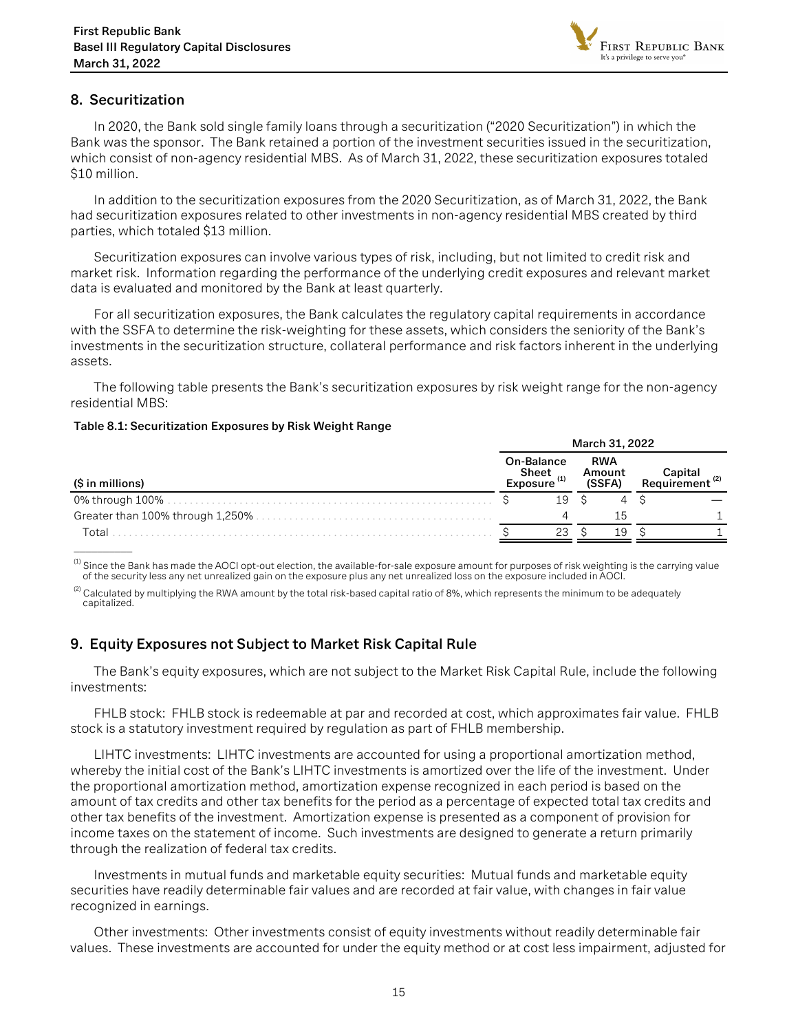## 8. Securitization

In 2020, the Bank sold single family loans through a securitization ("2020 Securitization") in which the Bank was the sponsor. The Bank retained a portion of the investment securities issued in the securitization, which consist of non-agency residential MBS. As of March 31, 2022, these securitization exposures totaled $10 million.

In addition to the securitization exposures from the 2020 Securitization, as of March 31, 2022, the Bank had securitization exposures related to other investments in non-agency residential MBS created by third parties, which totaled $13 million.

Securitization exposures can involve various types of risk, including, but not limited to credit risk and market risk. Information regarding the performance of the underlying credit exposures and relevant market data is evaluated and monitored by the Bank at least quarterly.

For all securitization exposures, the Bank calculates the regulatory capital requirements in accordance with the SSFA to determine the risk-weighting for these assets, which considers the seniority of the Bank's investments in the securitization structure, collateral performance and risk factors inherent in the underlying assets.

The following table presents the Bank's securitization exposures by risk weight range for the non-agency residential MBS:

**Table 8.1: Securitization Exposures by Risk Weight Range**

| | March 31, 2022 | | |
|---|---|---|---|
| ($ in millions) | On-Balance Sheet Exposure [(1)] | RWA Amount (SSFA) | Capital Requirement [(2)] |
| 0% through 100% | $ 19 | $ 4 | $ — |
| Greater than 100% through 1,250% | 4 | 15 | 1 |
| Total | $ 23 | $ 19 | $ 1 |

(1) Since the Bank has made the AOCI opt-out election, the available-for-sale exposure amount for purposes of risk weighting is the carrying value of the security less any net unrealized gain on the exposure plus any net unrealized loss on the exposure included in AOCI.

(2) Calculated by multiplying the RWA amount by the total risk-based capital ratio of 8%, which represents the minimum to be adequately capitalized.

## 9. Equity Exposures not Subject to Market Risk Capital Rule

The Bank's equity exposures, which are not subject to the Market Risk Capital Rule, include the following investments:

FHLB stock: FHLB stock is redeemable at par and recorded at cost, which approximates fair value. FHLB stock is a statutory investment required by regulation as part of FHLB membership.

LIHTC investments: LIHTC investments are accounted for using a proportional amortization method, whereby the initial cost of the Bank's LIHTC investments is amortized over the life of the investment. Under the proportional amortization method, amortization expense recognized in each period is based on the amount of tax credits and other tax benefits for the period as a percentage of expected total tax credits and other tax benefits of the investment. Amortization expense is presented as a component of provision for income taxes on the statement of income. Such investments are designed to generate a return primarily through the realization of federal tax credits.

Investments in mutual funds and marketable equity securities: Mutual funds and marketable equity securities have readily determinable fair values and are recorded at fair value, with changes in fair value recognized in earnings.

Other investments: Other investments consist of equity investments without readily determinable fair values. These investments are accounted for under the equity method or at cost less impairment, adjusted for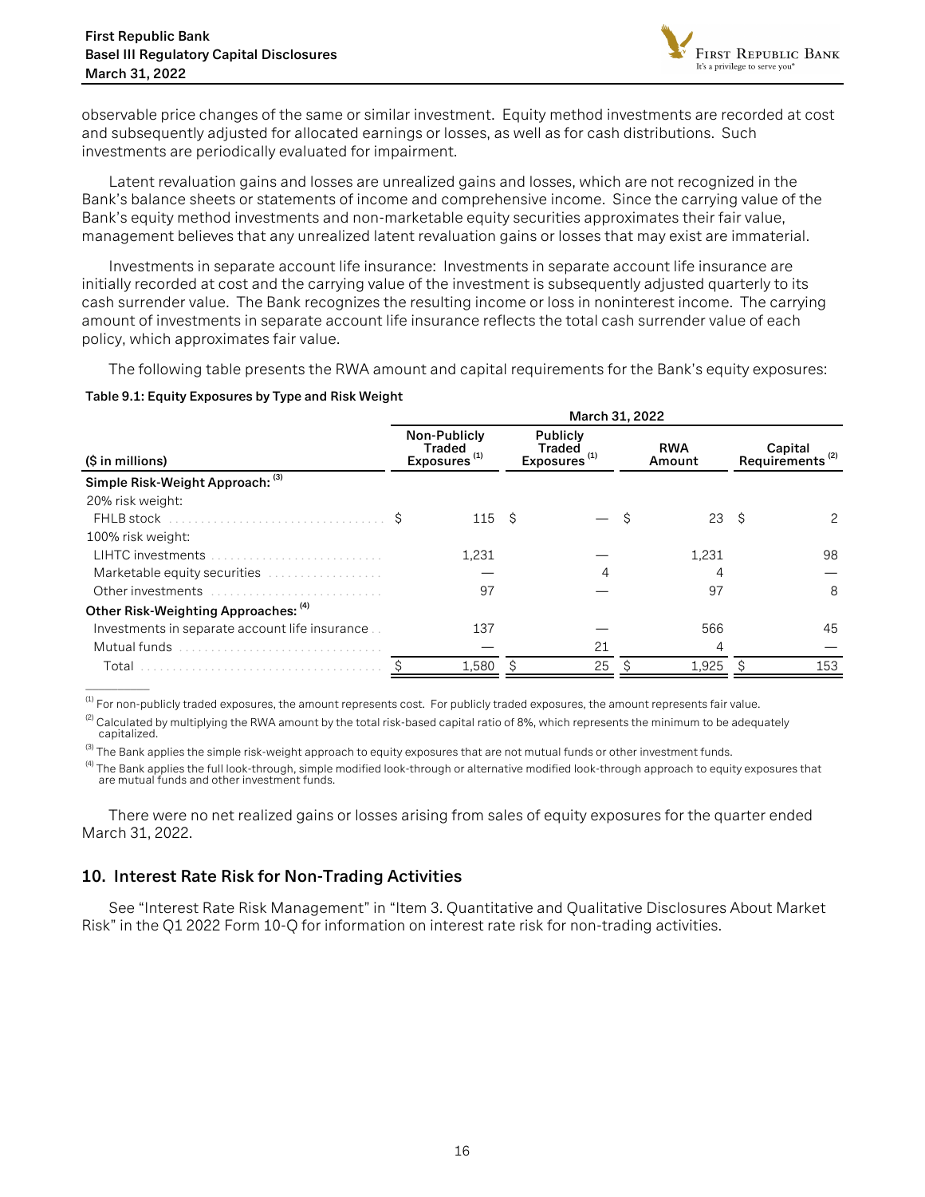observable price changes of the same or similar investment. Equity method investments are recorded at cost and subsequently adjusted for allocated earnings or losses, as well as for cash distributions. Such investments are periodically evaluated for impairment.

Latent revaluation gains and losses are unrealized gains and losses, which are not recognized in the Bank's balance sheets or statements of income and comprehensive income. Since the carrying value of the Bank's equity method investments and non-marketable equity securities approximates their fair value, management believes that any unrealized latent revaluation gains or losses that may exist are immaterial.

Investments in separate account life insurance: Investments in separate account life insurance are initially recorded at cost and the carrying value of the investment is subsequently adjusted quarterly to its cash surrender value. The Bank recognizes the resulting income or loss in noninterest income. The carrying amount of investments in separate account life insurance reflects the total cash surrender value of each policy, which approximates fair value.

The following table presents the RWA amount and capital requirements for the Bank's equity exposures:

**Table 9.1: Equity Exposures by Type and Risk Weight**

| | March 31, 2022 | | | |
|---|---|---|---|---|
| ($ in millions) | Non-Publicly Traded Exposures [1] | Publicly Traded Exposures [1] | RWA Amount | Capital Requirements [2] |
| **Simple Risk-Weight Approach:** [3] | | | | |
| 20% risk weight: | | | | |
| FHLB stock | $ 115 | $ — | $ 23 | $ 2 |
| 100% risk weight: | | | | |
| LIHTC investments | 1,231 | — | 1,231 | 98 |
| Marketable equity securities | — | 4 | 4 | — |
| Other investments | 97 | — | 97 | 8 |
| **Other Risk-Weighting Approaches:** [4] | | | | |
| Investments in separate account life insurance | 137 | — | 566 | 45 |
| Mutual funds | — | 21 | 4 | — |
| Total | $ 1,580 | $ 25 | $ 1,925 | $ 153 |

[1] For non-publicly traded exposures, the amount represents cost. For publicly traded exposures, the amount represents fair value.

[2] Calculated by multiplying the RWA amount by the total risk-based capital ratio of 8%, which represents the minimum to be adequately capitalized.

[3] The Bank applies the simple risk-weight approach to equity exposures that are not mutual funds or other investment funds.

[4] The Bank applies the full look-through, simple modified look-through or alternative modified look-through approach to equity exposures that are mutual funds and other investment funds.

There were no net realized gains or losses arising from sales of equity exposures for the quarter ended March 31, 2022.

## 10. Interest Rate Risk for Non-Trading Activities

See "Interest Rate Risk Management" in "Item 3. Quantitative and Qualitative Disclosures About Market Risk" in the Q1 2022 Form 10-Q for information on interest rate risk for non-trading activities.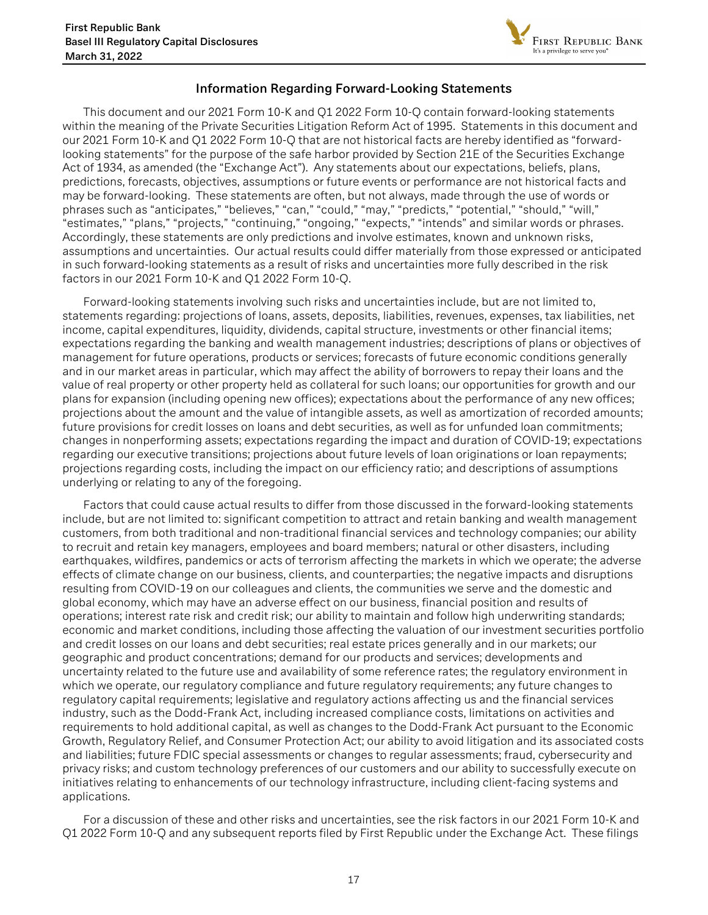## Information Regarding Forward-Looking Statements

This document and our 2021 Form 10-K and Q1 2022 Form 10-Q contain forward-looking statements within the meaning of the Private Securities Litigation Reform Act of 1995. Statements in this document and our 2021 Form 10-K and Q1 2022 Form 10-Q that are not historical facts are hereby identified as "forward-looking statements" for the purpose of the safe harbor provided by Section 21E of the Securities Exchange Act of 1934, as amended (the "Exchange Act"). Any statements about our expectations, beliefs, plans, predictions, forecasts, objectives, assumptions or future events or performance are not historical facts and may be forward-looking. These statements are often, but not always, made through the use of words or phrases such as "anticipates," "believes," "can," "could," "may," "predicts," "potential," "should," "will," "estimates," "plans," "projects," "continuing," "ongoing," "expects," "intends" and similar words or phrases. Accordingly, these statements are only predictions and involve estimates, known and unknown risks, assumptions and uncertainties. Our actual results could differ materially from those expressed or anticipated in such forward-looking statements as a result of risks and uncertainties more fully described in the risk factors in our 2021 Form 10-K and Q1 2022 Form 10-Q.

Forward-looking statements involving such risks and uncertainties include, but are not limited to, statements regarding: projections of loans, assets, deposits, liabilities, revenues, expenses, tax liabilities, net income, capital expenditures, liquidity, dividends, capital structure, investments or other financial items; expectations regarding the banking and wealth management industries; descriptions of plans or objectives of management for future operations, products or services; forecasts of future economic conditions generally and in our market areas in particular, which may affect the ability of borrowers to repay their loans and the value of real property or other property held as collateral for such loans; our opportunities for growth and our plans for expansion (including opening new offices); expectations about the performance of any new offices; projections about the amount and the value of intangible assets, as well as amortization of recorded amounts; future provisions for credit losses on loans and debt securities, as well as for unfunded loan commitments; changes in nonperforming assets; expectations regarding the impact and duration of COVID-19; expectations regarding our executive transitions; projections about future levels of loan originations or loan repayments; projections regarding costs, including the impact on our efficiency ratio; and descriptions of assumptions underlying or relating to any of the foregoing.

Factors that could cause actual results to differ from those discussed in the forward-looking statements include, but are not limited to: significant competition to attract and retain banking and wealth management customers, from both traditional and non-traditional financial services and technology companies; our ability to recruit and retain key managers, employees and board members; natural or other disasters, including earthquakes, wildfires, pandemics or acts of terrorism affecting the markets in which we operate; the adverse effects of climate change on our business, clients, and counterparties; the negative impacts and disruptions resulting from COVID-19 on our colleagues and clients, the communities we serve and the domestic and global economy, which may have an adverse effect on our business, financial position and results of operations; interest rate risk and credit risk; our ability to maintain and follow high underwriting standards; economic and market conditions, including those affecting the valuation of our investment securities portfolio and credit losses on our loans and debt securities; real estate prices generally and in our markets; our geographic and product concentrations; demand for our products and services; developments and uncertainty related to the future use and availability of some reference rates; the regulatory environment in which we operate, our regulatory compliance and future regulatory requirements; any future changes to regulatory capital requirements; legislative and regulatory actions affecting us and the financial services industry, such as the Dodd-Frank Act, including increased compliance costs, limitations on activities and requirements to hold additional capital, as well as changes to the Dodd-Frank Act pursuant to the Economic Growth, Regulatory Relief, and Consumer Protection Act; our ability to avoid litigation and its associated costs and liabilities; future FDIC special assessments or changes to regular assessments; fraud, cybersecurity and privacy risks; and custom technology preferences of our customers and our ability to successfully execute on initiatives relating to enhancements of our technology infrastructure, including client-facing systems and applications.

For a discussion of these and other risks and uncertainties, see the risk factors in our 2021 Form 10-K and Q1 2022 Form 10-Q and any subsequent reports filed by First Republic under the Exchange Act. These filings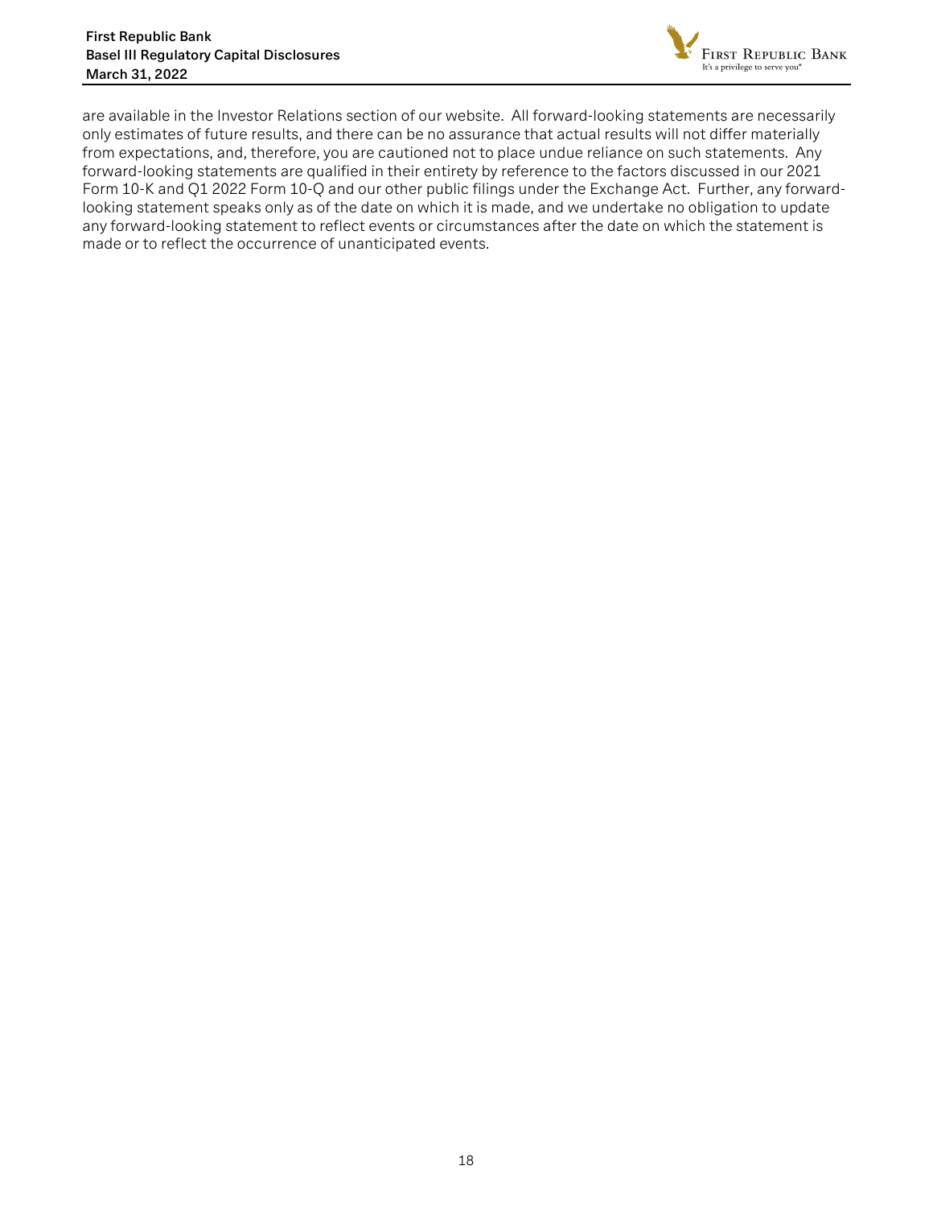are available in the Investor Relations section of our website. All forward-looking statements are necessarily only estimates of future results, and there can be no assurance that actual results will not differ materially from expectations, and, therefore, you are cautioned not to place undue reliance on such statements. Any forward-looking statements are qualified in their entirety by reference to the factors discussed in our 2021 Form 10-K and Q1 2022 Form 10-Q and our other public filings under the Exchange Act. Further, any forward-looking statement speaks only as of the date on which it is made, and we undertake no obligation to update any forward-looking statement to reflect events or circumstances after the date on which the statement is made or to reflect the occurrence of unanticipated events.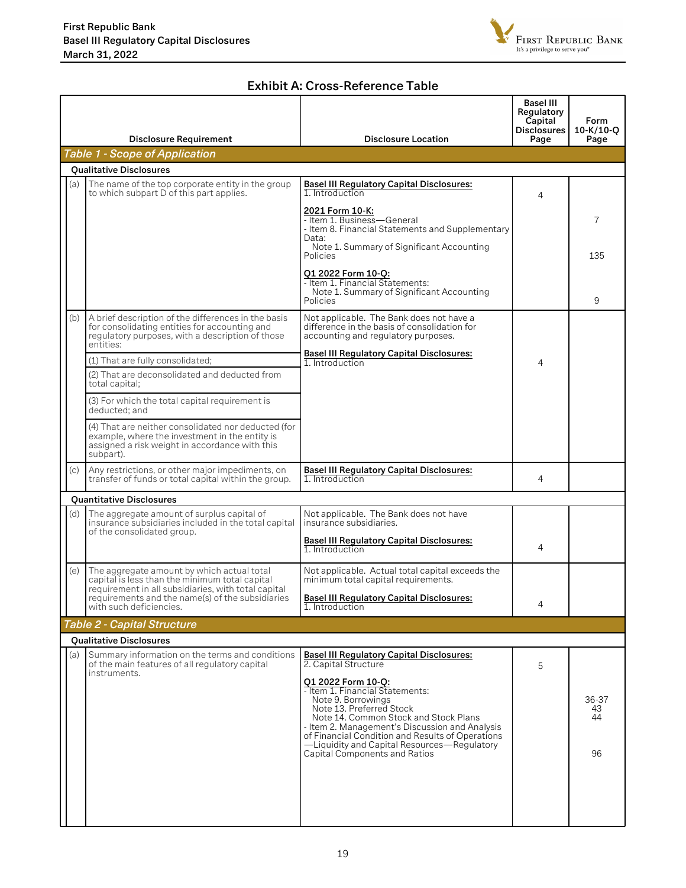## Exhibit A: Cross-Reference Table

| | Disclosure Requirement | Disclosure Location | Basel III Regulatory Capital Disclosures Page | Form 10-K/10-Q Page |
|---|---|---|---|---|
| ***Table 1 - Scope of Application*** | | | | |
| **Qualitative Disclosures** | | | | |
| (a) | The name of the top corporate entity in the group to which subpart D of this part applies. | **Basel III Regulatory Capital Disclosures:** 1. Introduction | 4 | |
| | | **2021 Form 10-K:** - Item 1. Business—General | | 7 |
| | | - Item 8. Financial Statements and Supplementary Data: Note 1. Summary of Significant Accounting Policies | | 135 |
| | | **Q1 2022 Form 10-Q:** - Item 1. Financial Statements: Note 1. Summary of Significant Accounting Policies | | 9 |
| (b) | A brief description of the differences in the basis for consolidating entities for accounting and regulatory purposes, with a description of those entities: (1) That are fully consolidated; (2) That are deconsolidated and deducted from total capital; (3) For which the total capital requirement is deducted; and (4) That are neither consolidated nor deducted (for example, where the investment in the entity is assigned a risk weight in accordance with this subpart). | Not applicable. The Bank does not have a difference in the basis of consolidation for accounting and regulatory purposes. **Basel III Regulatory Capital Disclosures:** 1. Introduction | 4 | |
| (c) | Any restrictions, or other major impediments, on transfer of funds or total capital within the group. | **Basel III Regulatory Capital Disclosures:** 1. Introduction | 4 | |
| **Quantitative Disclosures** | | | | |
| (d) | The aggregate amount of surplus capital of insurance subsidiaries included in the total capital of the consolidated group. | Not applicable. The Bank does not have insurance subsidiaries. **Basel III Regulatory Capital Disclosures:** 1. Introduction | 4 | |
| (e) | The aggregate amount by which actual total capital is less than the minimum total capital requirement in all subsidiaries, with total capital requirements and the name(s) of the subsidiaries with such deficiencies. | Not applicable. Actual total capital exceeds the minimum total capital requirements. **Basel III Regulatory Capital Disclosures:** 1. Introduction | 4 | |
| ***Table 2 - Capital Structure*** | | | | |
| **Qualitative Disclosures** | | | | |
| (a) | Summary information on the terms and conditions of the main features of all regulatory capital instruments. | **Basel III Regulatory Capital Disclosures:** 2. Capital Structure | 5 | |
| | | **Q1 2022 Form 10-Q:** - Item 1. Financial Statements: Note 9. Borrowings | | 36-37 |
| | | Note 13. Preferred Stock | | 43 |
| | | Note 14. Common Stock and Stock Plans | | 44 |
| | | - Item 2. Management's Discussion and Analysis of Financial Condition and Results of Operations—Liquidity and Capital Resources—Regulatory Capital Components and Ratios | | 96 |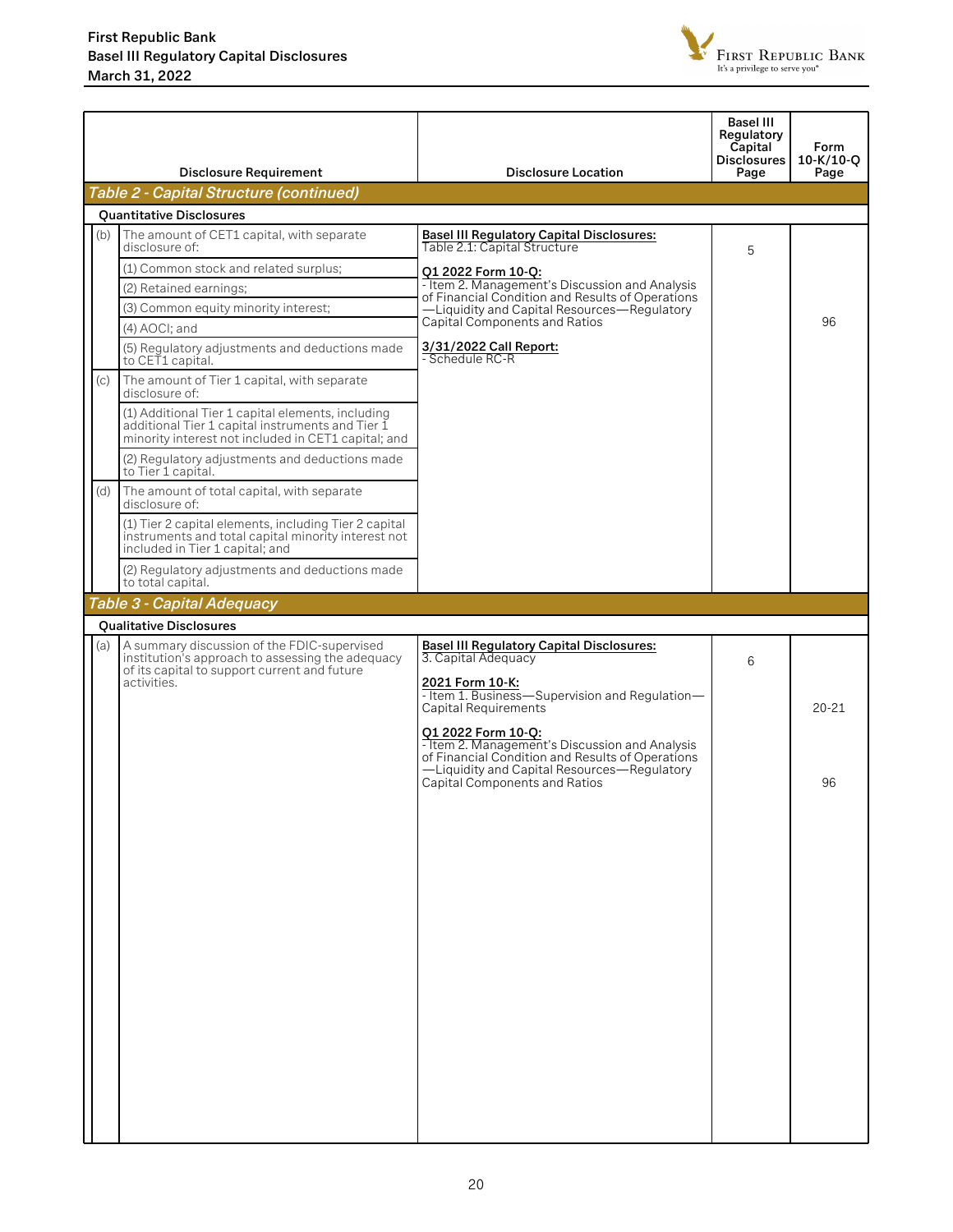| | Disclosure Requirement | Disclosure Location | Basel III Regulatory Capital Disclosures Page | Form 10-K/10-Q Page |
|---|---|---|---|---|
| ***Table 2 - Capital Structure (continued)*** | | | | |
| **Quantitative Disclosures** | | | | |
| (b) | The amount of CET1 capital, with separate disclosure of: | **Basel III Regulatory Capital Disclosures:** Table 2.1: Capital Structure | 5 | |
| | (1) Common stock and related surplus; | **Q1 2022 Form 10-Q:** - Item 2. Management's Discussion and Analysis of Financial Condition and Results of Operations —Liquidity and Capital Resources—Regulatory Capital Components and Ratios | | 96 |
| | (2) Retained earnings; | | | |
| | (3) Common equity minority interest; | | | |
| | (4) AOCI; and | | | |
| | (5) Regulatory adjustments and deductions made to CET1 capital. | **3/31/2022 Call Report:** - Schedule RC-R | | |
| (c) | The amount of Tier 1 capital, with separate disclosure of: | | | |
| | (1) Additional Tier 1 capital elements, including additional Tier 1 capital instruments and Tier 1 minority interest not included in CET1 capital; and | | | |
| | (2) Regulatory adjustments and deductions made to Tier 1 capital. | | | |
| (d) | The amount of total capital, with separate disclosure of: | | | |
| | (1) Tier 2 capital elements, including Tier 2 capital instruments and total capital minority interest not included in Tier 1 capital; and | | | |
| | (2) Regulatory adjustments and deductions made to total capital. | | | |
| ***Table 3 - Capital Adequacy*** | | | | |
| **Qualitative Disclosures** | | | | |
| (a) | A summary discussion of the FDIC-supervised institution's approach to assessing the adequacy of its capital to support current and future activities. | **Basel III Regulatory Capital Disclosures:** 3. Capital Adequacy | 6 | |
| | | **2021 Form 10-K:** - Item 1. Business—Supervision and Regulation—Capital Requirements | | 20-21 |
| | | **Q1 2022 Form 10-Q:** - Item 2. Management's Discussion and Analysis of Financial Condition and Results of Operations —Liquidity and Capital Resources—Regulatory Capital Components and Ratios | | 96 |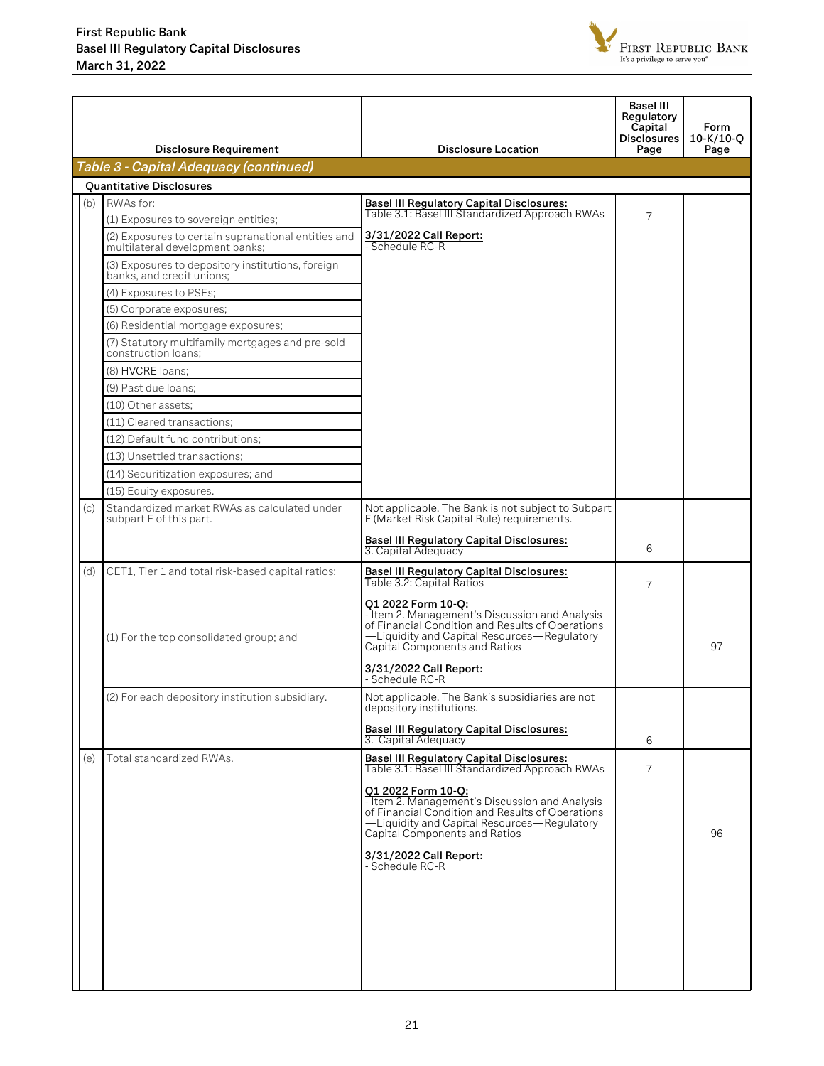| | Disclosure Requirement | Disclosure Location | Basel III Regulatory Capital Disclosures Page | Form 10-K/10-Q Page |
|---|---|---|---|---|
| ***Table 3 - Capital Adequacy (continued)*** | | | | |
| **Quantitative Disclosures** | | | | |
| (b) | RWAs for:<br>(1) Exposures to sovereign entities;<br>(2) Exposures to certain supranational entities and multilateral development banks;<br>(3) Exposures to depository institutions, foreign banks, and credit unions;<br>(4) Exposures to PSEs;<br>(5) Corporate exposures;<br>(6) Residential mortgage exposures;<br>(7) Statutory multifamily mortgages and pre-sold construction loans;<br>(8) HVCRE loans;<br>(9) Past due loans;<br>(10) Other assets;<br>(11) Cleared transactions;<br>(12) Default fund contributions;<br>(13) Unsettled transactions;<br>(14) Securitization exposures; and<br>(15) Equity exposures. | **Basel III Regulatory Capital Disclosures:**<br>Table 3.1: Basel III Standardized Approach RWAs<br><br>**3/31/2022 Call Report:**<br>- Schedule RC-R | 7 | |
| (c) | Standardized market RWAs as calculated under subpart F of this part. | Not applicable. The Bank is not subject to Subpart F (Market Risk Capital Rule) requirements.<br><br>**Basel III Regulatory Capital Disclosures:**<br>3. Capital Adequacy | 6 | |
| (d) | CET1, Tier 1 and total risk-based capital ratios:<br><br>(1) For the top consolidated group; and | **Basel III Regulatory Capital Disclosures:**<br>Table 3.2: Capital Ratios<br><br>**Q1 2022 Form 10-Q:**<br>- Item 2. Management's Discussion and Analysis of Financial Condition and Results of Operations —Liquidity and Capital Resources—Regulatory Capital Components and Ratios<br><br>**3/31/2022 Call Report:**<br>- Schedule RC-R | 7 | 97 |
| | (2) For each depository institution subsidiary. | Not applicable. The Bank's subsidiaries are not depository institutions.<br><br>**Basel III Regulatory Capital Disclosures:**<br>3. Capital Adequacy | 6 | |
| (e) | Total standardized RWAs. | **Basel III Regulatory Capital Disclosures:**<br>Table 3.1: Basel III Standardized Approach RWAs<br><br>**Q1 2022 Form 10-Q:**<br>- Item 2. Management's Discussion and Analysis of Financial Condition and Results of Operations —Liquidity and Capital Resources—Regulatory Capital Components and Ratios<br><br>**3/31/2022 Call Report:**<br>- Schedule RC-R | 7 | 96 |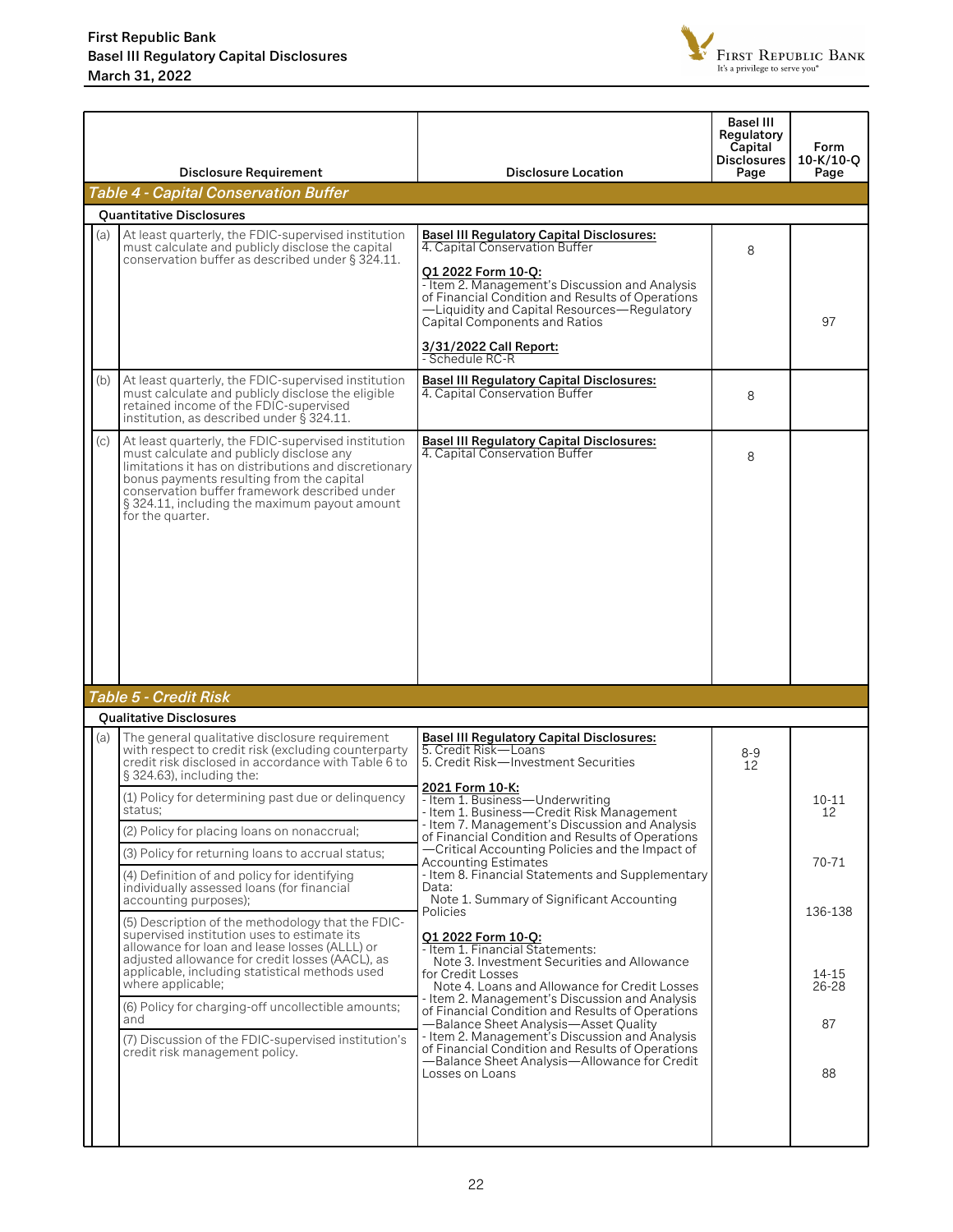| | Disclosure Requirement | Disclosure Location | Basel III Regulatory Capital Disclosures Page | Form 10-K/10-Q Page |
|---|---|---|---|---|
| ***Table 4 - Capital Conservation Buffer*** | | | | |
| **Quantitative Disclosures** | | | | |
| (a) | At least quarterly, the FDIC-supervised institution must calculate and publicly disclose the capital conservation buffer as described under § 324.11. | **Basel III Regulatory Capital Disclosures:**<br>4. Capital Conservation Buffer<br><br>**Q1 2022 Form 10-Q:**<br>- Item 2. Management's Discussion and Analysis of Financial Condition and Results of Operations—Liquidity and Capital Resources—Regulatory Capital Components and Ratios<br><br>**3/31/2022 Call Report:**<br>- Schedule RC-R | 8 | <br><br><br>97 |
| (b) | At least quarterly, the FDIC-supervised institution must calculate and publicly disclose the eligible retained income of the FDIC-supervised institution, as described under § 324.11. | **Basel III Regulatory Capital Disclosures:**<br>4. Capital Conservation Buffer | 8 | |
| (c) | At least quarterly, the FDIC-supervised institution must calculate and publicly disclose any limitations it has on distributions and discretionary bonus payments resulting from the capital conservation buffer framework described under § 324.11, including the maximum payout amount for the quarter. | **Basel III Regulatory Capital Disclosures:**<br>4. Capital Conservation Buffer | 8 | |
| ***Table 5 - Credit Risk*** | | | | |
| **Qualitative Disclosures** | | | | |
| (a) | The general qualitative disclosure requirement with respect to credit risk (excluding counterparty credit risk disclosed in accordance with Table 6 to § 324.63), including the:<br>(1) Policy for determining past due or delinquency status;<br>(2) Policy for placing loans on nonaccrual;<br>(3) Policy for returning loans to accrual status;<br>(4) Definition of and policy for identifying individually assessed loans (for financial accounting purposes);<br>(5) Description of the methodology that the FDIC-supervised institution uses to estimate its allowance for loan and lease losses (ALLL) or adjusted allowance for credit losses (AACL), as applicable, including statistical methods used where applicable;<br>(6) Policy for charging-off uncollectible amounts; and<br>(7) Discussion of the FDIC-supervised institution's credit risk management policy. | **Basel III Regulatory Capital Disclosures:**<br>5. Credit Risk—Loans<br>5. Credit Risk—Investment Securities<br><br>**2021 Form 10-K:**<br>- Item 1. Business—Underwriting<br>- Item 1. Business—Credit Risk Management<br>- Item 7. Management's Discussion and Analysis of Financial Condition and Results of Operations—Critical Accounting Policies and the Impact of Accounting Estimates<br>- Item 8. Financial Statements and Supplementary Data:<br>Note 1. Summary of Significant Accounting Policies<br><br>**Q1 2022 Form 10-Q:**<br>- Item 1. Financial Statements:<br>Note 3. Investment Securities and Allowance for Credit Losses<br>Note 4. Loans and Allowance for Credit Losses<br>- Item 2. Management's Discussion and Analysis of Financial Condition and Results of Operations—Balance Sheet Analysis—Asset Quality<br>- Item 2. Management's Discussion and Analysis of Financial Condition and Results of Operations—Balance Sheet Analysis—Allowance for Credit Losses on Loans | 8-9<br>12 | <br><br>10-11<br>12<br>70-71<br><br>136-138<br><br><br>14-15<br>26-28<br>87<br><br>88 |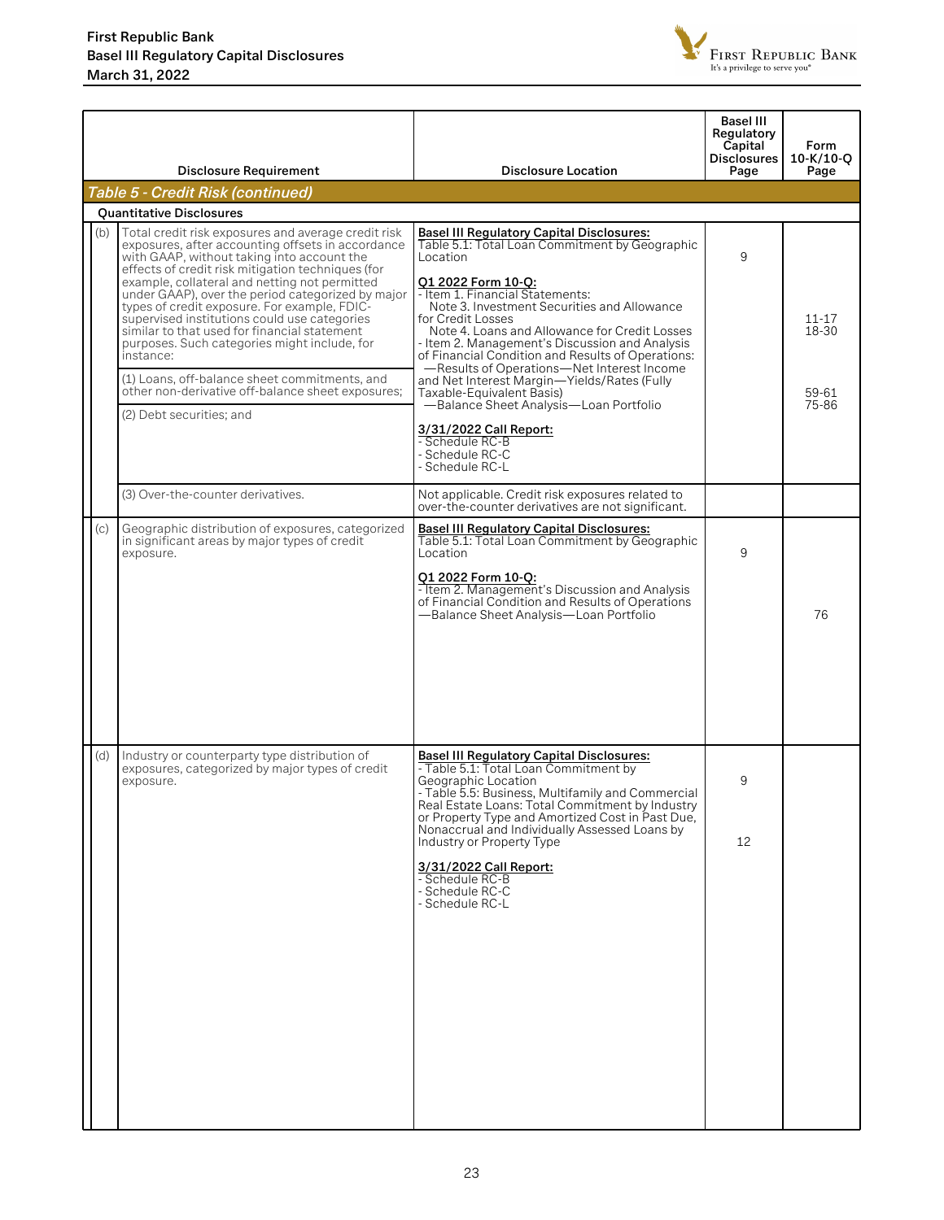| | Disclosure Requirement | Disclosure Location | Basel III Regulatory Capital Disclosures Page | Form 10-K/10-Q Page |
|---|---|---|---|---|
| ***Table 5 - Credit Risk (continued)*** | | | | |
| **Quantitative Disclosures** | | | | |
| (b) | Total credit risk exposures and average credit risk exposures, after accounting offsets in accordance with GAAP, without taking into account the effects of credit risk mitigation techniques (for example, collateral and netting not permitted under GAAP), over the period categorized by major types of credit exposure. For example, FDIC-supervised institutions could use categories similar to that used for financial statement purposes. Such categories might include, for instance:<br>(1) Loans, off-balance sheet commitments, and other non-derivative off-balance sheet exposures;<br>(2) Debt securities; and | **Basel III Regulatory Capital Disclosures:**<br>Table 5.1: Total Loan Commitment by Geographic Location<br>**Q1 2022 Form 10-Q:**<br>- Item 1. Financial Statements:<br>Note 3. Investment Securities and Allowance for Credit Losses<br>Note 4. Loans and Allowance for Credit Losses<br>- Item 2. Management's Discussion and Analysis of Financial Condition and Results of Operations:<br>—Results of Operations—Net Interest Income and Net Interest Margin—Yields/Rates (Fully Taxable-Equivalent Basis)<br>—Balance Sheet Analysis—Loan Portfolio<br>**3/31/2022 Call Report:**<br>- Schedule RC-B<br>- Schedule RC-C<br>- Schedule RC-L | 9 | 11-17<br>18-30<br>59-61<br>75-86 |
| | (3) Over-the-counter derivatives. | Not applicable. Credit risk exposures related to over-the-counter derivatives are not significant. | | |
| (c) | Geographic distribution of exposures, categorized in significant areas by major types of credit exposure. | **Basel III Regulatory Capital Disclosures:**<br>Table 5.1: Total Loan Commitment by Geographic Location<br>**Q1 2022 Form 10-Q:**<br>- Item 2. Management's Discussion and Analysis of Financial Condition and Results of Operations —Balance Sheet Analysis—Loan Portfolio | 9 | 76 |
| (d) | Industry or counterparty type distribution of exposures, categorized by major types of credit exposure. | **Basel III Regulatory Capital Disclosures:**<br>- Table 5.1: Total Loan Commitment by Geographic Location<br>- Table 5.5: Business, Multifamily and Commercial Real Estate Loans: Total Commitment by Industry or Property Type and Amortized Cost in Past Due, Nonaccrual and Individually Assessed Loans by Industry or Property Type<br>**3/31/2022 Call Report:**<br>- Schedule RC-B<br>- Schedule RC-C<br>- Schedule RC-L | 9<br>12 | |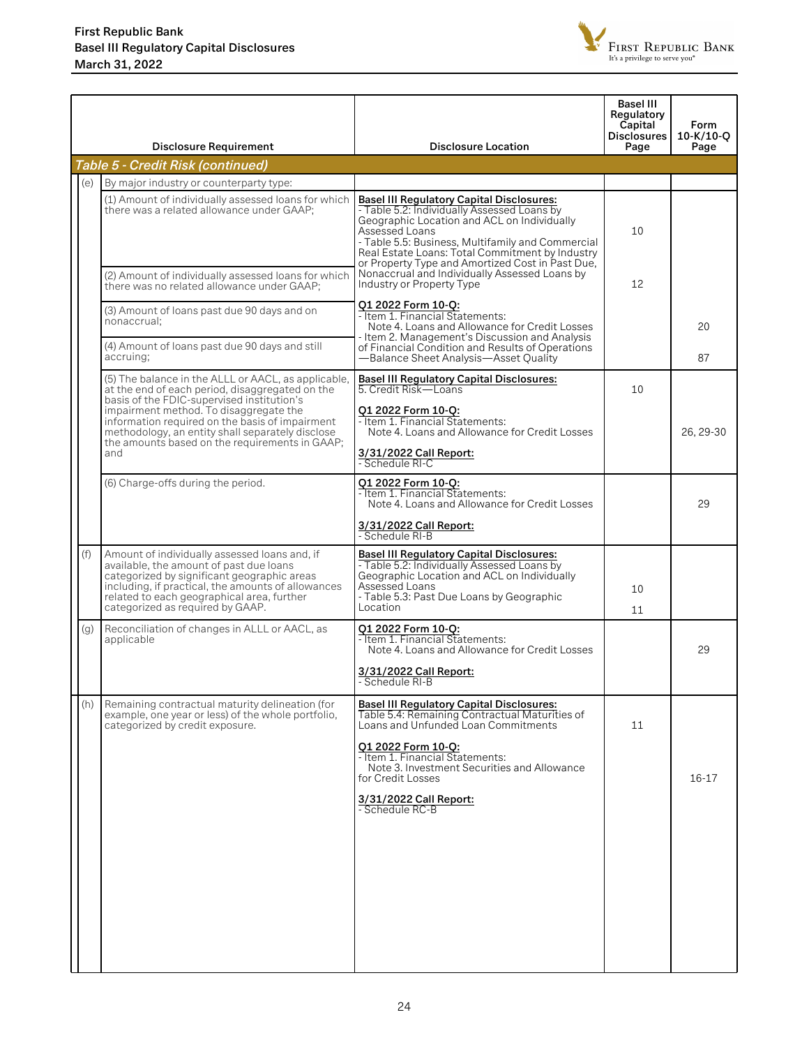| | Disclosure Requirement | Disclosure Location | Basel III Regulatory Capital Disclosures Page | Form 10-K/10-Q Page |
|---|---|---|---|---|
| ***Table 5 - Credit Risk (continued)*** | | | | |
| (e) | By major industry or counterparty type: | | | |
| | (1) Amount of individually assessed loans for which there was a related allowance under GAAP; | **Basel III Regulatory Capital Disclosures:** - Table 5.2: Individually Assessed Loans by Geographic Location and ACL on Individually Assessed Loans - Table 5.5: Business, Multifamily and Commercial Real Estate Loans: Total Commitment by Industry or Property Type and Amortized Cost in Past Due, Nonaccrual and Individually Assessed Loans by Industry or Property Type | 10 | |
| | (2) Amount of individually assessed loans for which there was no related allowance under GAAP; | | 12 | |
| | (3) Amount of loans past due 90 days and on nonaccrual; | **Q1 2022 Form 10-Q:** - Item 1. Financial Statements: Note 4. Loans and Allowance for Credit Losses - Item 2. Management's Discussion and Analysis of Financial Condition and Results of Operations —Balance Sheet Analysis—Asset Quality | | 20 |
| | (4) Amount of loans past due 90 days and still accruing; | | | 87 |
| | (5) The balance in the ALLL or AACL, as applicable, at the end of each period, disaggregated on the basis of the FDIC-supervised institution's impairment method. To disaggregate the information required on the basis of impairment methodology, an entity shall separately disclose the amounts based on the requirements in GAAP; and | **Basel III Regulatory Capital Disclosures:** 5. Credit Risk—Loans<br><br>**Q1 2022 Form 10-Q:** - Item 1. Financial Statements: Note 4. Loans and Allowance for Credit Losses<br><br>**3/31/2022 Call Report:** - Schedule RI-C | 10 | 26, 29-30 |
| | (6) Charge-offs during the period. | **Q1 2022 Form 10-Q:** - Item 1. Financial Statements: Note 4. Loans and Allowance for Credit Losses<br><br>**3/31/2022 Call Report:** - Schedule RI-B | | 29 |
| (f) | Amount of individually assessed loans and, if available, the amount of past due loans categorized by significant geographic areas including, if practical, the amounts of allowances related to each geographical area, further categorized as required by GAAP. | **Basel III Regulatory Capital Disclosures:** - Table 5.2: Individually Assessed Loans by Geographic Location and ACL on Individually Assessed Loans - Table 5.3: Past Due Loans by Geographic Location | 10<br>11 | |
| (g) | Reconciliation of changes in ALLL or AACL, as applicable | **Q1 2022 Form 10-Q:** - Item 1. Financial Statements: Note 4. Loans and Allowance for Credit Losses<br><br>**3/31/2022 Call Report:** - Schedule RI-B | | 29 |
| (h) | Remaining contractual maturity delineation (for example, one year or less) of the whole portfolio, categorized by credit exposure. | **Basel III Regulatory Capital Disclosures:** Table 5.4: Remaining Contractual Maturities of Loans and Unfunded Loan Commitments<br><br>**Q1 2022 Form 10-Q:** - Item 1. Financial Statements: Note 3. Investment Securities and Allowance for Credit Losses<br><br>**3/31/2022 Call Report:** - Schedule RC-B | 11 | 16-17 |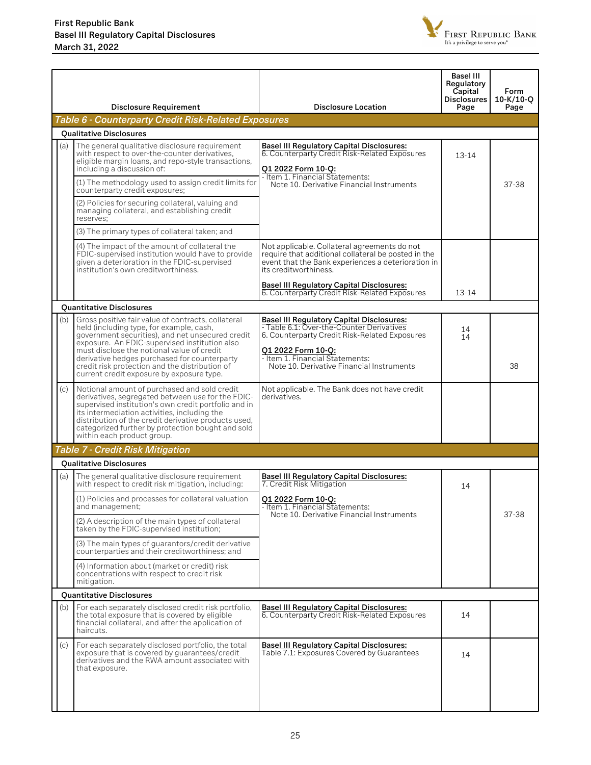| | Disclosure Requirement | Disclosure Location | Basel III Regulatory Capital Disclosures Page | Form 10-K/10-Q Page |
|---|---|---|---|---|
| ***Table 6 - Counterparty Credit Risk-Related Exposures*** | | | | |
| **Qualitative Disclosures** | | | | |
| (a) | The general qualitative disclosure requirement with respect to over-the-counter derivatives, eligible margin loans, and repo-style transactions, including a discussion of: | **Basel III Regulatory Capital Disclosures:** 6. Counterparty Credit Risk-Related Exposures | 13-14 | |
| | (1) The methodology used to assign credit limits for counterparty credit exposures; | **Q1 2022 Form 10-Q:** - Item 1. Financial Statements: Note 10. Derivative Financial Instruments | | 37-38 |
| | (2) Policies for securing collateral, valuing and managing collateral, and establishing credit reserves; | | | |
| | (3) The primary types of collateral taken; and | | | |
| | (4) The impact of the amount of collateral the FDIC-supervised institution would have to provide given a deterioration in the FDIC-supervised institution's own creditworthiness. | Not applicable. Collateral agreements do not require that additional collateral be posted in the event that the Bank experiences a deterioration in its creditworthiness. **Basel III Regulatory Capital Disclosures:** 6. Counterparty Credit Risk-Related Exposures | 13-14 | |
| **Quantitative Disclosures** | | | | |
| (b) | Gross positive fair value of contracts, collateral held (including type, for example, cash, government securities), and net unsecured credit exposure. An FDIC-supervised institution also must disclose the notional value of credit derivative hedges purchased for counterparty credit risk protection and the distribution of current credit exposure by exposure type. | **Basel III Regulatory Capital Disclosures:** - Table 6.1: Over-the-Counter Derivatives 6. Counterparty Credit Risk-Related Exposures **Q1 2022 Form 10-Q:** - Item 1. Financial Statements: Note 10. Derivative Financial Instruments | 14 14 | 38 |
| (c) | Notional amount of purchased and sold credit derivatives, segregated between use for the FDIC-supervised institution's own credit portfolio and in its intermediation activities, including the distribution of the credit derivative products used, categorized further by protection bought and sold within each product group. | Not applicable. The Bank does not have credit derivatives. | | |
| ***Table 7 - Credit Risk Mitigation*** | | | | |
| **Qualitative Disclosures** | | | | |
| (a) | The general qualitative disclosure requirement with respect to credit risk mitigation, including: | **Basel III Regulatory Capital Disclosures:** 7. Credit Risk Mitigation | 14 | |
| | (1) Policies and processes for collateral valuation and management; | **Q1 2022 Form 10-Q:** - Item 1. Financial Statements: Note 10. Derivative Financial Instruments | | 37-38 |
| | (2) A description of the main types of collateral taken by the FDIC-supervised institution; | | | |
| | (3) The main types of guarantors/credit derivative counterparties and their creditworthiness; and | | | |
| | (4) Information about (market or credit) risk concentrations with respect to credit risk mitigation. | | | |
| **Quantitative Disclosures** | | | | |
| (b) | For each separately disclosed credit risk portfolio, the total exposure that is covered by eligible financial collateral, and after the application of haircuts. | **Basel III Regulatory Capital Disclosures:** 6. Counterparty Credit Risk-Related Exposures | 14 | |
| (c) | For each separately disclosed portfolio, the total exposure that is covered by guarantees/credit derivatives and the RWA amount associated with that exposure. | **Basel III Regulatory Capital Disclosures:** Table 7.1: Exposures Covered by Guarantees | 14 | |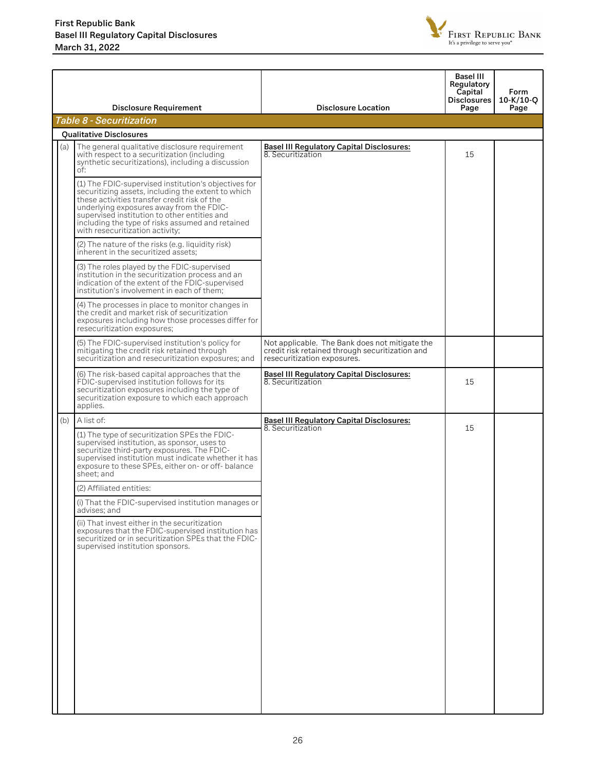| | Disclosure Requirement | Disclosure Location | Basel III Regulatory Capital Disclosures Page | Form 10-K/10-Q Page |
|---|---|---|---|---|
| ***Table 8 - Securitization*** | | | | |
| **Qualitative Disclosures** | | | | |
| (a) | The general qualitative disclosure requirement with respect to a securitization (including synthetic securitizations), including a discussion of: | **Basel III Regulatory Capital Disclosures:** 8. Securitization | 15 | |
| | (1) The FDIC-supervised institution's objectives for securitizing assets, including the extent to which these activities transfer credit risk of the underlying exposures away from the FDIC-supervised institution to other entities and including the type of risks assumed and retained with resecuritization activity; | | | |
| | (2) The nature of the risks (e.g. liquidity risk) inherent in the securitized assets; | | | |
| | (3) The roles played by the FDIC-supervised institution in the securitization process and an indication of the extent of the FDIC-supervised institution's involvement in each of them; | | | |
| | (4) The processes in place to monitor changes in the credit and market risk of securitization exposures including how those processes differ for resecuritization exposures; | | | |
| | (5) The FDIC-supervised institution's policy for mitigating the credit risk retained through securitization and resecuritization exposures; and | Not applicable. The Bank does not mitigate the credit risk retained through securitization and resecuritization exposures. | | |
| | (6) The risk-based capital approaches that the FDIC-supervised institution follows for its securitization exposures including the type of securitization exposure to which each approach applies. | **Basel III Regulatory Capital Disclosures:** 8. Securitization | 15 | |
| (b) | A list of: | **Basel III Regulatory Capital Disclosures:** 8. Securitization | 15 | |
| | (1) The type of securitization SPEs the FDIC-supervised institution, as sponsor, uses to securitize third-party exposures. The FDIC-supervised institution must indicate whether it has exposure to these SPEs, either on- or off- balance sheet; and | | | |
| | (2) Affiliated entities: | | | |
| | (i) That the FDIC-supervised institution manages or advises; and | | | |
| | (ii) That invest either in the securitization exposures that the FDIC-supervised institution has securitized or in securitization SPEs that the FDIC-supervised institution sponsors. | | | |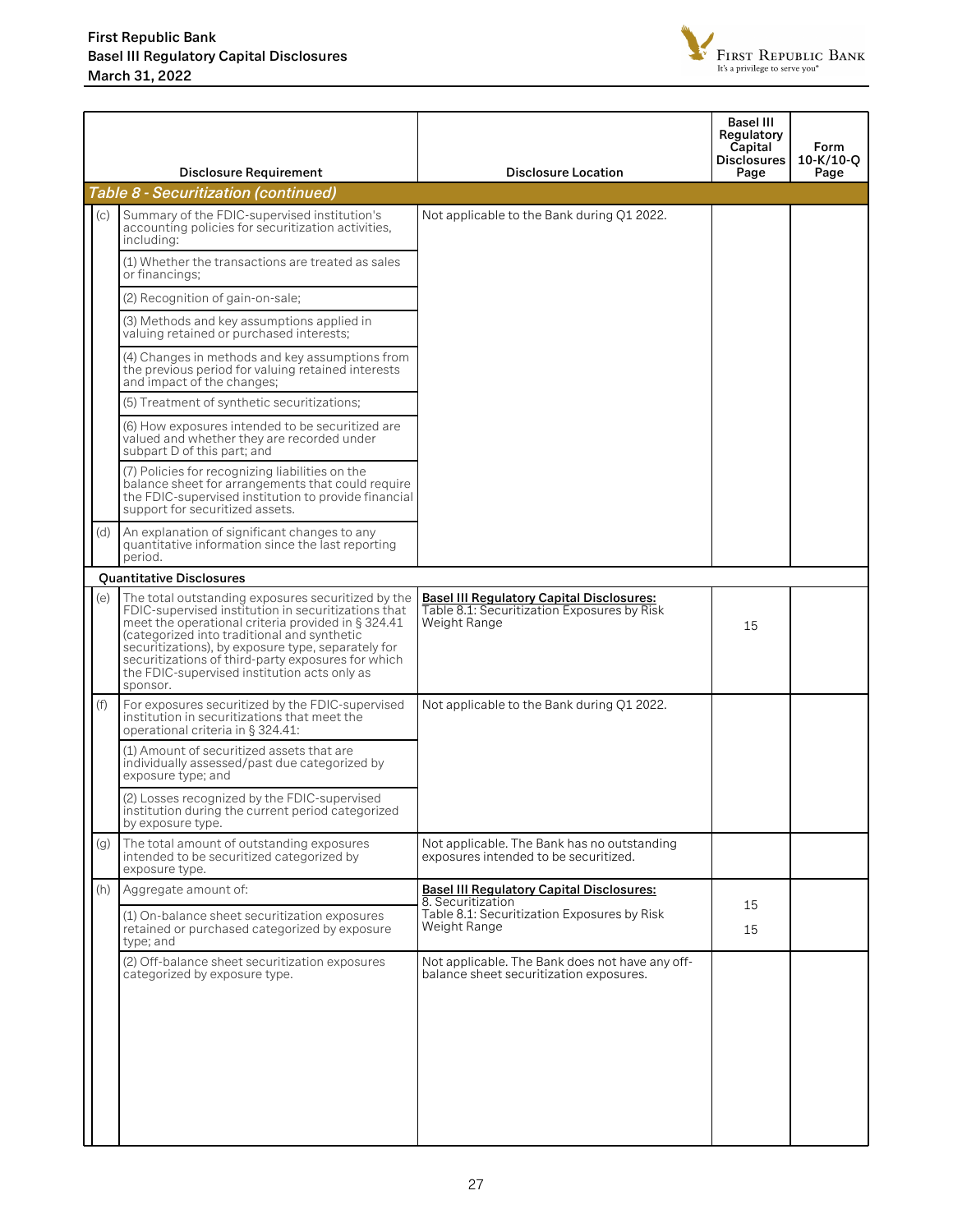| | Disclosure Requirement | Disclosure Location | Basel III Regulatory Capital Disclosures Page | Form 10-K/10-Q Page |
|---|---|---|---|---|
| ***Table 8 - Securitization (continued)*** | | | | |
| (c) | Summary of the FDIC-supervised institution's accounting policies for securitization activities, including: | Not applicable to the Bank during Q1 2022. | | |
| | (1) Whether the transactions are treated as sales or financings; | | | |
| | (2) Recognition of gain-on-sale; | | | |
| | (3) Methods and key assumptions applied in valuing retained or purchased interests; | | | |
| | (4) Changes in methods and key assumptions from the previous period for valuing retained interests and impact of the changes; | | | |
| | (5) Treatment of synthetic securitizations; | | | |
| | (6) How exposures intended to be securitized are valued and whether they are recorded under subpart D of this part; and | | | |
| | (7) Policies for recognizing liabilities on the balance sheet for arrangements that could require the FDIC-supervised institution to provide financial support for securitized assets. | | | |
| (d) | An explanation of significant changes to any quantitative information since the last reporting period. | | | |
| **Quantitative Disclosures** | | | | |
| (e) | The total outstanding exposures securitized by the FDIC-supervised institution in securitizations that meet the operational criteria provided in § 324.41 (categorized into traditional and synthetic securitizations), by exposure type, separately for securitizations of third-party exposures for which the FDIC-supervised institution acts only as sponsor. | **Basel III Regulatory Capital Disclosures:** Table 8.1: Securitization Exposures by Risk Weight Range | 15 | |
| (f) | For exposures securitized by the FDIC-supervised institution in securitizations that meet the operational criteria in § 324.41: | Not applicable to the Bank during Q1 2022. | | |
| | (1) Amount of securitized assets that are individually assessed/past due categorized by exposure type; and | | | |
| | (2) Losses recognized by the FDIC-supervised institution during the current period categorized by exposure type. | | | |
| (g) | The total amount of outstanding exposures intended to be securitized categorized by exposure type. | Not applicable. The Bank has no outstanding exposures intended to be securitized. | | |
| (h) | Aggregate amount of: | **Basel III Regulatory Capital Disclosures:** 8. Securitization | 15 | |
| | (1) On-balance sheet securitization exposures retained or purchased categorized by exposure type; and | Table 8.1: Securitization Exposures by Risk Weight Range | 15 | |
| | (2) Off-balance sheet securitization exposures categorized by exposure type. | Not applicable. The Bank does not have any off-balance sheet securitization exposures. | | |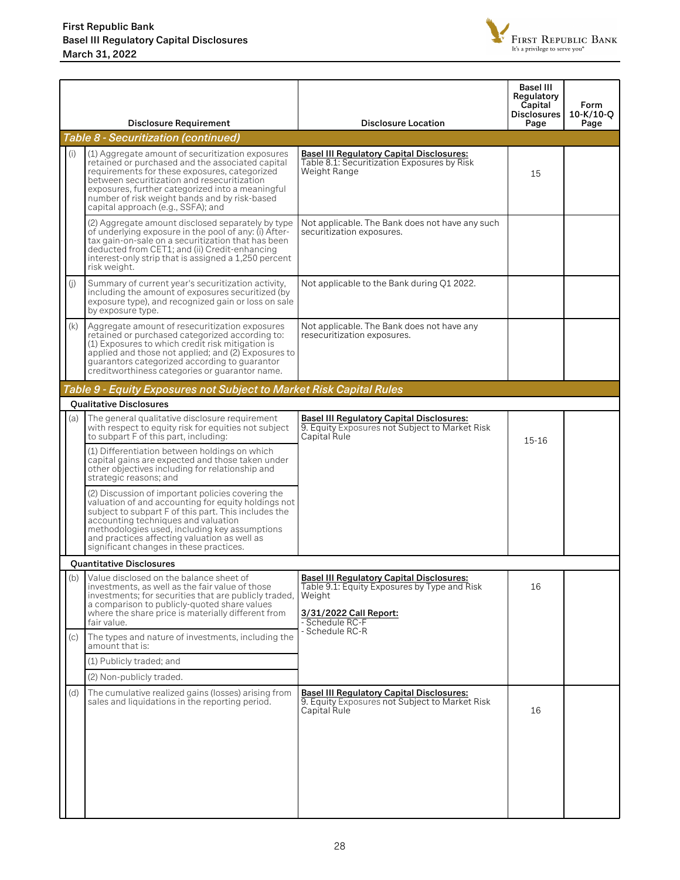| | Disclosure Requirement | Disclosure Location | Basel III Regulatory Capital Disclosures Page | Form 10-K/10-Q Page |
|---|---|---|---|---|
| ***Table 8 - Securitization (continued)*** | | | | |
| (i) | (1) Aggregate amount of securitization exposures retained or purchased and the associated capital requirements for these exposures, categorized between securitization and resecuritization exposures, further categorized into a meaningful number of risk weight bands and by risk-based capital approach (e.g., SSFA); and | **Basel III Regulatory Capital Disclosures:** Table 8.1: Securitization Exposures by Risk Weight Range | 15 | |
| | (2) Aggregate amount disclosed separately by type of underlying exposure in the pool of any: (i) After-tax gain-on-sale on a securitization that has been deducted from CET1; and (ii) Credit-enhancing interest-only strip that is assigned a 1,250 percent risk weight. | Not applicable. The Bank does not have any such securitization exposures. | | |
| (j) | Summary of current year's securitization activity, including the amount of exposures securitized (by exposure type), and recognized gain or loss on sale by exposure type. | Not applicable to the Bank during Q1 2022. | | |
| (k) | Aggregate amount of resecuritization exposures retained or purchased categorized according to: (1) Exposures to which credit risk mitigation is applied and those not applied; and (2) Exposures to guarantors categorized according to guarantor creditworthiness categories or guarantor name. | Not applicable. The Bank does not have any resecuritization exposures. | | |
| ***Table 9 - Equity Exposures not Subject to Market Risk Capital Rules*** | | | | |
| **Qualitative Disclosures** | | | | |
| (a) | The general qualitative disclosure requirement with respect to equity risk for equities not subject to subpart F of this part, including: | **Basel III Regulatory Capital Disclosures:** 9. Equity Exposures not Subject to Market Risk Capital Rule | 15-16 | |
| | (1) Differentiation between holdings on which capital gains are expected and those taken under other objectives including for relationship and strategic reasons; and | | | |
| | (2) Discussion of important policies covering the valuation of and accounting for equity holdings not subject to subpart F of this part. This includes the accounting techniques and valuation methodologies used, including key assumptions and practices affecting valuation as well as significant changes in these practices. | | | |
| **Quantitative Disclosures** | | | | |
| (b) | Value disclosed on the balance sheet of investments, as well as the fair value of those investments; for securities that are publicly traded, a comparison to publicly-quoted share values where the share price is materially different from fair value. | **Basel III Regulatory Capital Disclosures:** Table 9.1: Equity Exposures by Type and Risk Weight<br><br>**3/31/2022 Call Report:**<br>- Schedule RC-F<br>- Schedule RC-R | 16 | |
| (c) | The types and nature of investments, including the amount that is: | | | |
| | (1) Publicly traded; and | | | |
| | (2) Non-publicly traded. | | | |
| (d) | The cumulative realized gains (losses) arising from sales and liquidations in the reporting period. | **Basel III Regulatory Capital Disclosures:** 9. Equity Exposures not Subject to Market Risk Capital Rule | 16 | |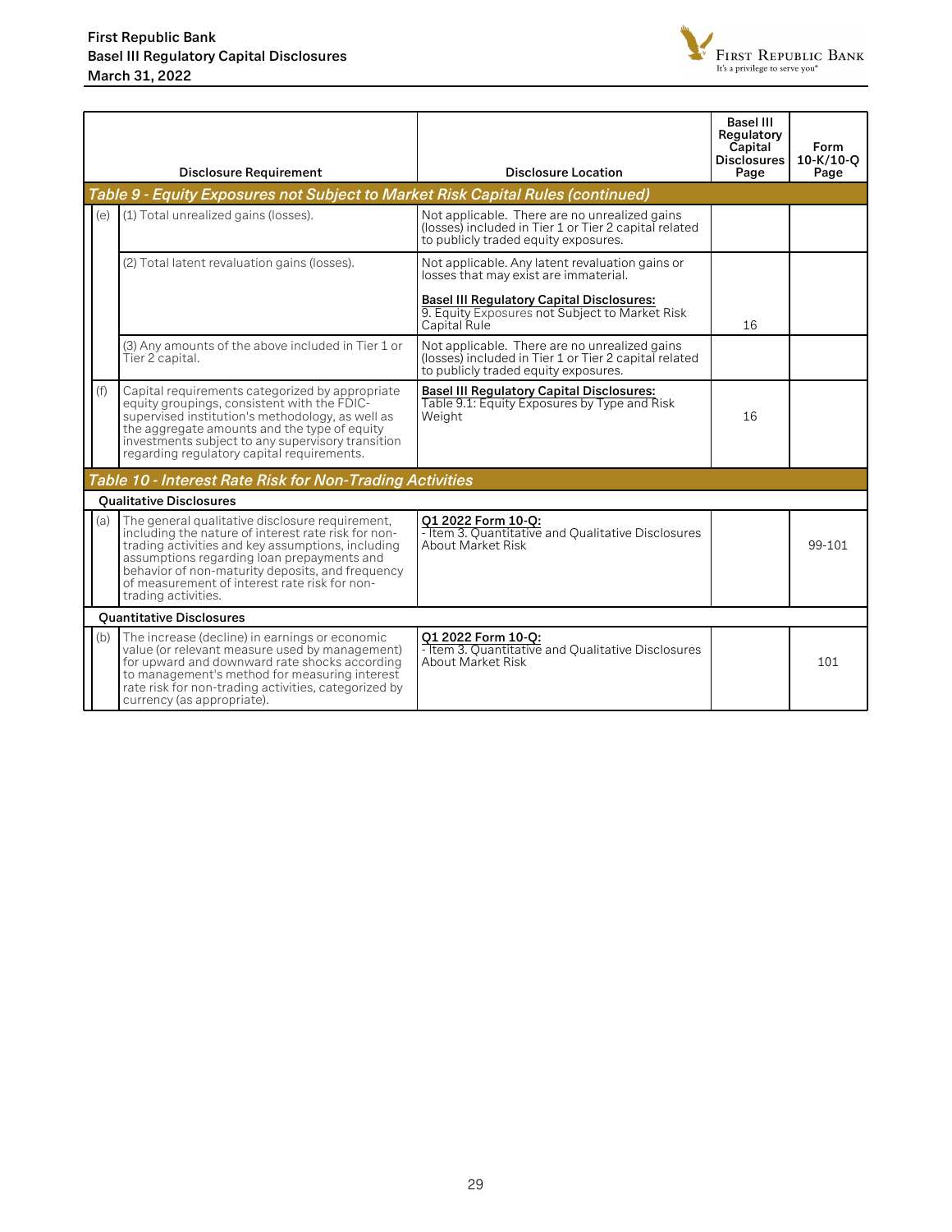| | Disclosure Requirement | Disclosure Location | Basel III Regulatory Capital Disclosures Page | Form 10-K/10-Q Page |
|---|---|---|---|---|
| ***Table 9 - Equity Exposures not Subject to Market Risk Capital Rules (continued)*** | | | | |
| (e) | (1) Total unrealized gains (losses). | Not applicable. There are no unrealized gains (losses) included in Tier 1 or Tier 2 capital related to publicly traded equity exposures. | | |
| | (2) Total latent revaluation gains (losses). | Not applicable. Any latent revaluation gains or losses that may exist are immaterial.<br><br>**Basel III Regulatory Capital Disclosures:**<br>9. Equity Exposures not Subject to Market Risk Capital Rule | 16 | |
| | (3) Any amounts of the above included in Tier 1 or Tier 2 capital. | Not applicable. There are no unrealized gains (losses) included in Tier 1 or Tier 2 capital related to publicly traded equity exposures. | | |
| (f) | Capital requirements categorized by appropriate equity groupings, consistent with the FDIC-supervised institution's methodology, as well as the aggregate amounts and the type of equity investments subject to any supervisory transition regarding regulatory capital requirements. | **Basel III Regulatory Capital Disclosures:**<br>Table 9.1: Equity Exposures by Type and Risk Weight | 16 | |
| ***Table 10 - Interest Rate Risk for Non-Trading Activities*** | | | | |
| **Qualitative Disclosures** | | | | |
| (a) | The general qualitative disclosure requirement, including the nature of interest rate risk for non-trading activities and key assumptions, including assumptions regarding loan prepayments and behavior of non-maturity deposits, and frequency of measurement of interest rate risk for non-trading activities. | **Q1 2022 Form 10-Q:**<br>- Item 3. Quantitative and Qualitative Disclosures About Market Risk | | 99-101 |
| **Quantitative Disclosures** | | | | |
| (b) | The increase (decline) in earnings or economic value (or relevant measure used by management) for upward and downward rate shocks according to management's method for measuring interest rate risk for non-trading activities, categorized by currency (as appropriate). | **Q1 2022 Form 10-Q:**<br>- Item 3. Quantitative and Qualitative Disclosures About Market Risk | | 101 |